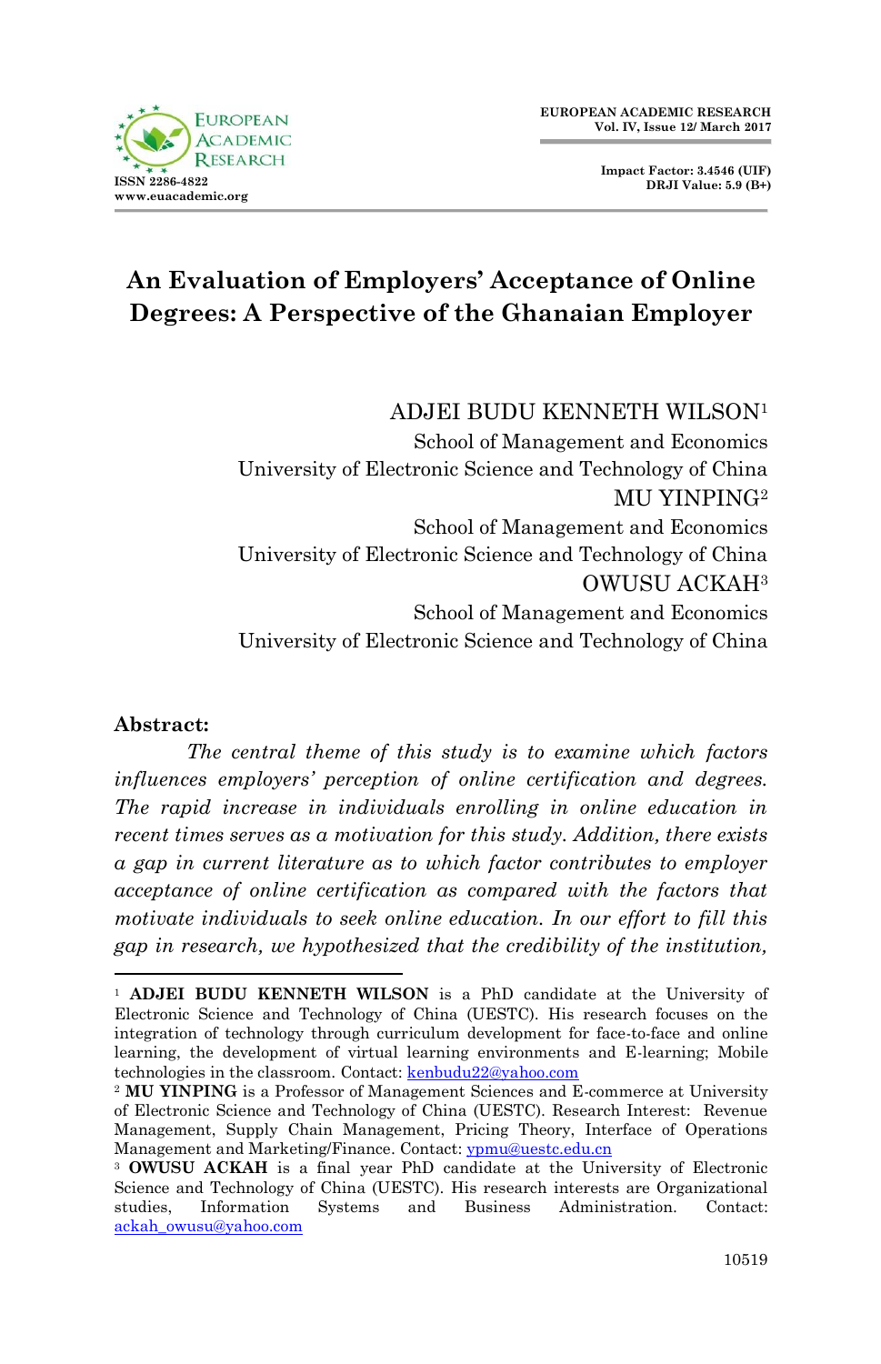# An Evaluation of Employers' Acceptance of Online Degrees: A Perspective of the Ghanaian Employer

ADJEI BUDU KENNETH WILSON[1]
School of Management and Economics
University of Electronic Science and Technology of China

MU YINPING[2]
School of Management and Economics
University of Electronic Science and Technology of China

OWUSU ACKAH[3]
School of Management and Economics
University of Electronic Science and Technology of China

**Abstract:**

*The central theme of this study is to examine which factors influences employers' perception of online certification and degrees. The rapid increase in individuals enrolling in online education in recent times serves as a motivation for this study. Addition, there exists a gap in current literature as to which factor contributes to employer acceptance of online certification as compared with the factors that motivate individuals to seek online education. In our effort to fill this gap in research, we hypothesized that the credibility of the institution,*

---

[1] **ADJEI BUDU KENNETH WILSON** is a PhD candidate at the University of Electronic Science and Technology of China (UESTC). His research focuses on the integration of technology through curriculum development for face-to-face and online learning, the development of virtual learning environments and E-learning; Mobile technologies in the classroom. Contact: kenbudu22@yahoo.com

[2] **MU YINPING** is a Professor of Management Sciences and E-commerce at University of Electronic Science and Technology of China (UESTC). Research Interest: Revenue Management, Supply Chain Management, Pricing Theory, Interface of Operations Management and Marketing/Finance. Contact: ypmu@uestc.edu.cn

[3] **OWUSU ACKAH** is a final year PhD candidate at the University of Electronic Science and Technology of China (UESTC). His research interests are Organizational studies, Information Systems and Business Administration. Contact: ackah_owusu@yahoo.com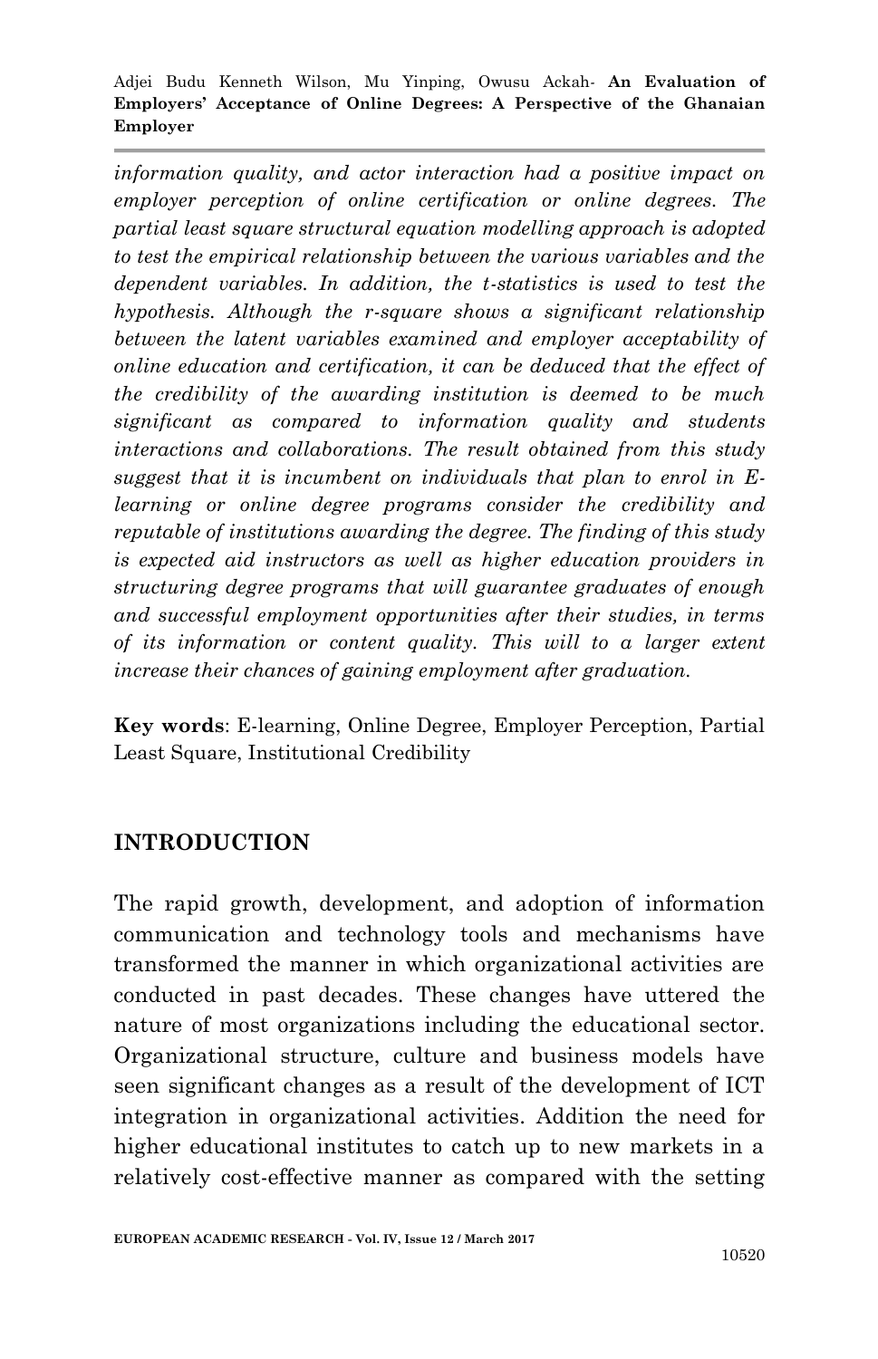*information quality, and actor interaction had a positive impact on employer perception of online certification or online degrees. The partial least square structural equation modelling approach is adopted to test the empirical relationship between the various variables and the dependent variables. In addition, the t-statistics is used to test the hypothesis. Although the r-square shows a significant relationship between the latent variables examined and employer acceptability of online education and certification, it can be deduced that the effect of the credibility of the awarding institution is deemed to be much significant as compared to information quality and students interactions and collaborations. The result obtained from this study suggest that it is incumbent on individuals that plan to enrol in E-learning or online degree programs consider the credibility and reputable of institutions awarding the degree. The finding of this study is expected aid instructors as well as higher education providers in structuring degree programs that will guarantee graduates of enough and successful employment opportunities after their studies, in terms of its information or content quality. This will to a larger extent increase their chances of gaining employment after graduation.*

**Key words**: E-learning, Online Degree, Employer Perception, Partial Least Square, Institutional Credibility

## INTRODUCTION

The rapid growth, development, and adoption of information communication and technology tools and mechanisms have transformed the manner in which organizational activities are conducted in past decades. These changes have uttered the nature of most organizations including the educational sector. Organizational structure, culture and business models have seen significant changes as a result of the development of ICT integration in organizational activities. Addition the need for higher educational institutes to catch up to new markets in a relatively cost-effective manner as compared with the setting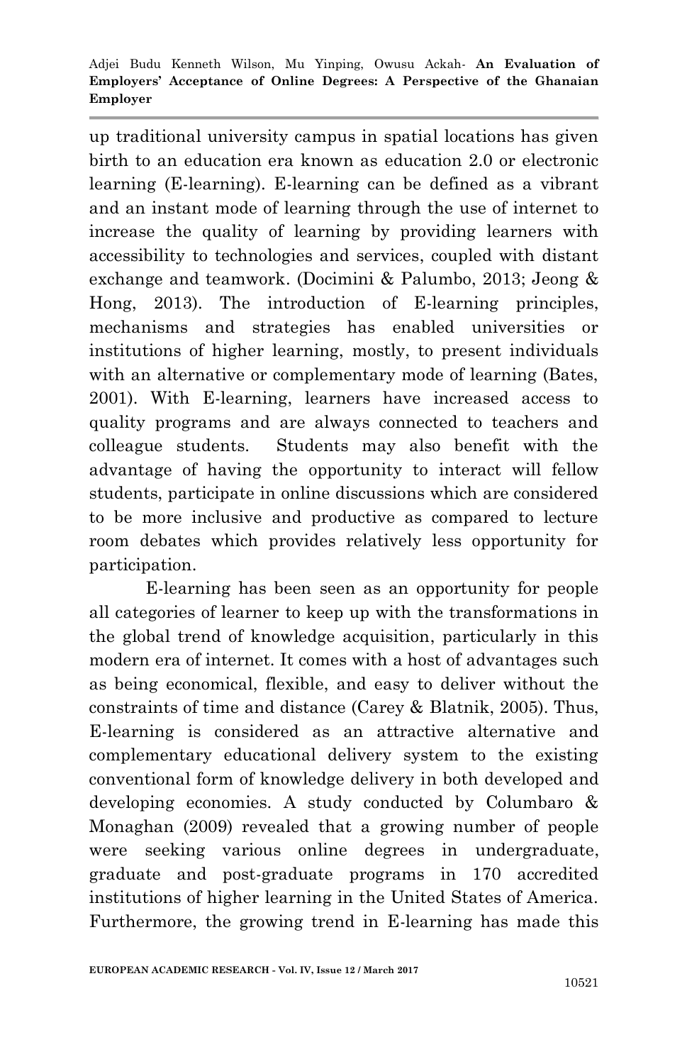up traditional university campus in spatial locations has given birth to an education era known as education 2.0 or electronic learning (E-learning). E-learning can be defined as a vibrant and an instant mode of learning through the use of internet to increase the quality of learning by providing learners with accessibility to technologies and services, coupled with distant exchange and teamwork. (Docimini & Palumbo, 2013; Jeong & Hong, 2013). The introduction of E-learning principles, mechanisms and strategies has enabled universities or institutions of higher learning, mostly, to present individuals with an alternative or complementary mode of learning (Bates, 2001). With E-learning, learners have increased access to quality programs and are always connected to teachers and colleague students. Students may also benefit with the advantage of having the opportunity to interact will fellow students, participate in online discussions which are considered to be more inclusive and productive as compared to lecture room debates which provides relatively less opportunity for participation.

E-learning has been seen as an opportunity for people all categories of learner to keep up with the transformations in the global trend of knowledge acquisition, particularly in this modern era of internet. It comes with a host of advantages such as being economical, flexible, and easy to deliver without the constraints of time and distance (Carey & Blatnik, 2005). Thus, E-learning is considered as an attractive alternative and complementary educational delivery system to the existing conventional form of knowledge delivery in both developed and developing economies. A study conducted by Columbaro & Monaghan (2009) revealed that a growing number of people were seeking various online degrees in undergraduate, graduate and post-graduate programs in 170 accredited institutions of higher learning in the United States of America. Furthermore, the growing trend in E-learning has made this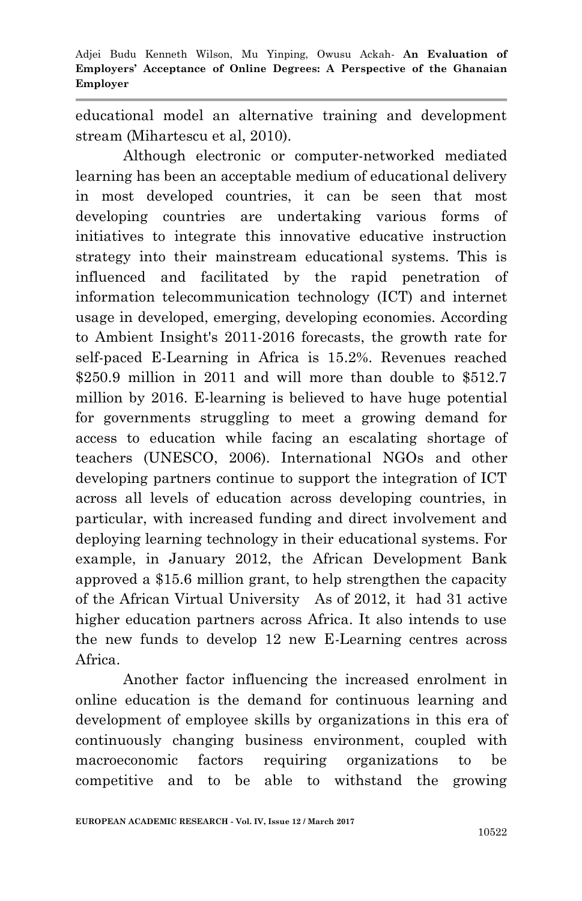educational model an alternative training and development stream (Mihartescu et al, 2010).

Although electronic or computer-networked mediated learning has been an acceptable medium of educational delivery in most developed countries, it can be seen that most developing countries are undertaking various forms of initiatives to integrate this innovative educative instruction strategy into their mainstream educational systems. This is influenced and facilitated by the rapid penetration of information telecommunication technology (ICT) and internet usage in developed, emerging, developing economies. According to Ambient Insight's 2011-2016 forecasts, the growth rate for self-paced E-Learning in Africa is 15.2%. Revenues reached $250.9 million in 2011 and will more than double to $512.7 million by 2016. E-learning is believed to have huge potential for governments struggling to meet a growing demand for access to education while facing an escalating shortage of teachers (UNESCO, 2006). International NGOs and other developing partners continue to support the integration of ICT across all levels of education across developing countries, in particular, with increased funding and direct involvement and deploying learning technology in their educational systems. For example, in January 2012, the African Development Bank approved a $15.6 million grant, to help strengthen the capacity of the African Virtual University As of 2012, it had 31 active higher education partners across Africa. It also intends to use the new funds to develop 12 new E-Learning centres across Africa.

Another factor influencing the increased enrolment in online education is the demand for continuous learning and development of employee skills by organizations in this era of continuously changing business environment, coupled with macroeconomic factors requiring organizations to be competitive and to be able to withstand the growing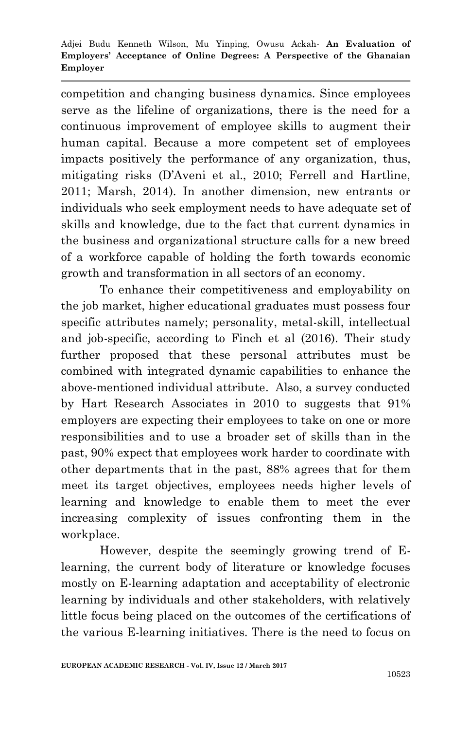competition and changing business dynamics. Since employees serve as the lifeline of organizations, there is the need for a continuous improvement of employee skills to augment their human capital. Because a more competent set of employees impacts positively the performance of any organization, thus, mitigating risks (D'Aveni et al., 2010; Ferrell and Hartline, 2011; Marsh, 2014). In another dimension, new entrants or individuals who seek employment needs to have adequate set of skills and knowledge, due to the fact that current dynamics in the business and organizational structure calls for a new breed of a workforce capable of holding the forth towards economic growth and transformation in all sectors of an economy.

To enhance their competitiveness and employability on the job market, higher educational graduates must possess four specific attributes namely; personality, metal-skill, intellectual and job-specific, according to Finch et al (2016). Their study further proposed that these personal attributes must be combined with integrated dynamic capabilities to enhance the above-mentioned individual attribute. Also, a survey conducted by Hart Research Associates in 2010 to suggests that 91% employers are expecting their employees to take on one or more responsibilities and to use a broader set of skills than in the past, 90% expect that employees work harder to coordinate with other departments that in the past, 88% agrees that for them meet its target objectives, employees needs higher levels of learning and knowledge to enable them to meet the ever increasing complexity of issues confronting them in the workplace.

However, despite the seemingly growing trend of E-learning, the current body of literature or knowledge focuses mostly on E-learning adaptation and acceptability of electronic learning by individuals and other stakeholders, with relatively little focus being placed on the outcomes of the certifications of the various E-learning initiatives. There is the need to focus on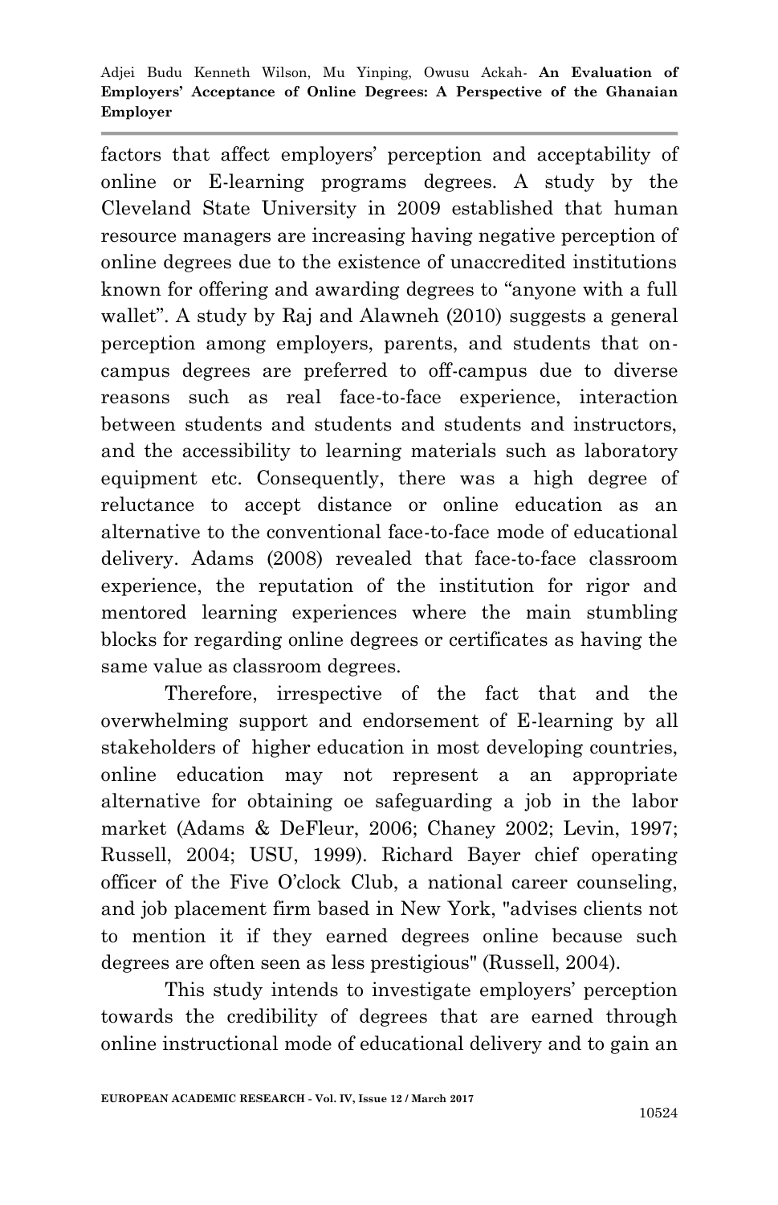factors that affect employers' perception and acceptability of online or E-learning programs degrees. A study by the Cleveland State University in 2009 established that human resource managers are increasing having negative perception of online degrees due to the existence of unaccredited institutions known for offering and awarding degrees to "anyone with a full wallet". A study by Raj and Alawneh (2010) suggests a general perception among employers, parents, and students that on-campus degrees are preferred to off-campus due to diverse reasons such as real face-to-face experience, interaction between students and students and students and instructors, and the accessibility to learning materials such as laboratory equipment etc. Consequently, there was a high degree of reluctance to accept distance or online education as an alternative to the conventional face-to-face mode of educational delivery. Adams (2008) revealed that face-to-face classroom experience, the reputation of the institution for rigor and mentored learning experiences where the main stumbling blocks for regarding online degrees or certificates as having the same value as classroom degrees.

Therefore, irrespective of the fact that and the overwhelming support and endorsement of E-learning by all stakeholders of higher education in most developing countries, online education may not represent a an appropriate alternative for obtaining oe safeguarding a job in the labor market (Adams & DeFleur, 2006; Chaney 2002; Levin, 1997; Russell, 2004; USU, 1999). Richard Bayer chief operating officer of the Five O'clock Club, a national career counseling, and job placement firm based in New York, "advises clients not to mention it if they earned degrees online because such degrees are often seen as less prestigious" (Russell, 2004).

This study intends to investigate employers' perception towards the credibility of degrees that are earned through online instructional mode of educational delivery and to gain an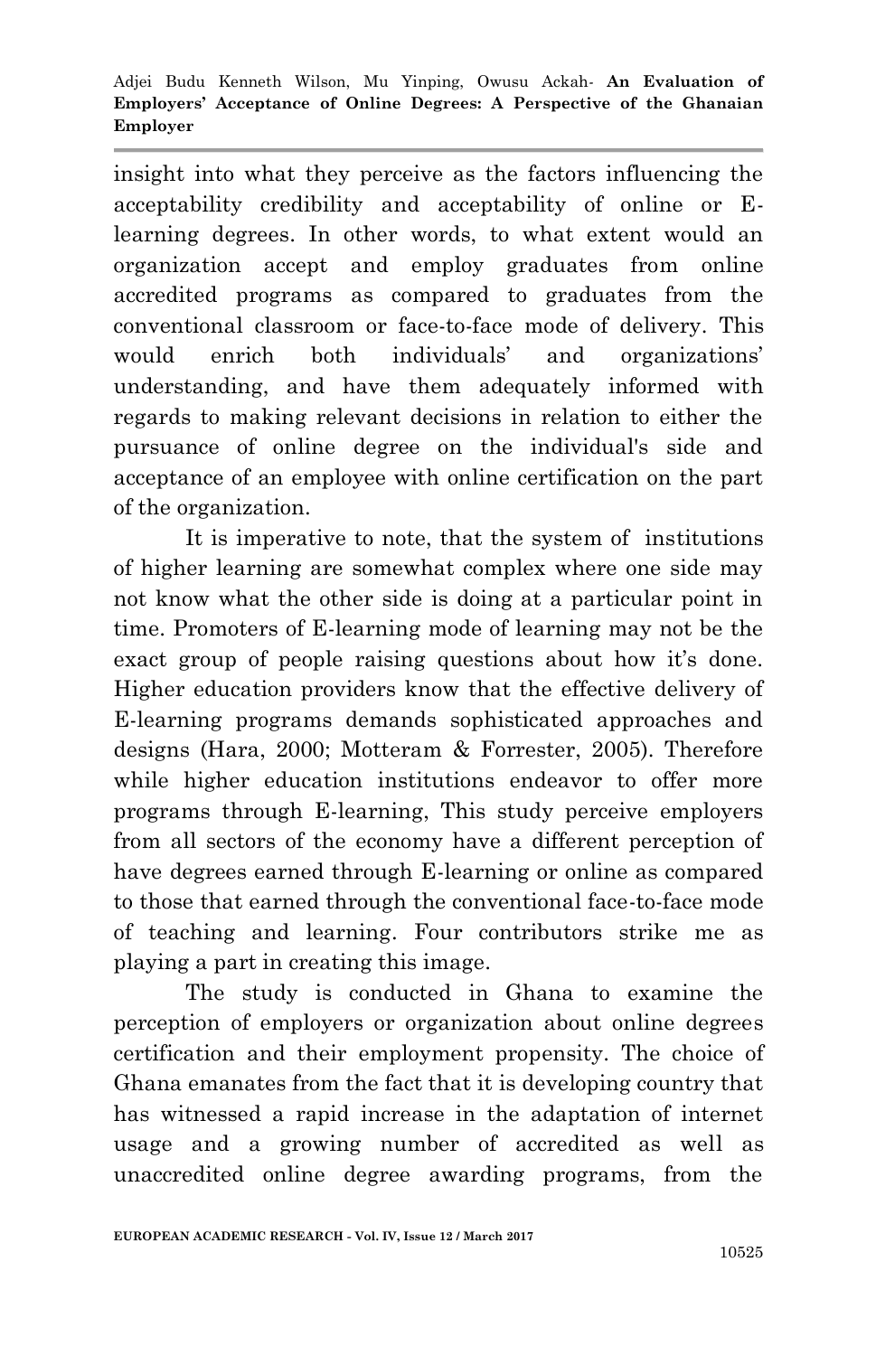insight into what they perceive as the factors influencing the acceptability credibility and acceptability of online or E-learning degrees. In other words, to what extent would an organization accept and employ graduates from online accredited programs as compared to graduates from the conventional classroom or face-to-face mode of delivery. This would enrich both individuals' and organizations' understanding, and have them adequately informed with regards to making relevant decisions in relation to either the pursuance of online degree on the individual's side and acceptance of an employee with online certification on the part of the organization.

It is imperative to note, that the system of institutions of higher learning are somewhat complex where one side may not know what the other side is doing at a particular point in time. Promoters of E-learning mode of learning may not be the exact group of people raising questions about how it's done. Higher education providers know that the effective delivery of E-learning programs demands sophisticated approaches and designs (Hara, 2000; Motteram & Forrester, 2005). Therefore while higher education institutions endeavor to offer more programs through E-learning, This study perceive employers from all sectors of the economy have a different perception of have degrees earned through E-learning or online as compared to those that earned through the conventional face-to-face mode of teaching and learning. Four contributors strike me as playing a part in creating this image.

The study is conducted in Ghana to examine the perception of employers or organization about online degrees certification and their employment propensity. The choice of Ghana emanates from the fact that it is developing country that has witnessed a rapid increase in the adaptation of internet usage and a growing number of accredited as well as unaccredited online degree awarding programs, from the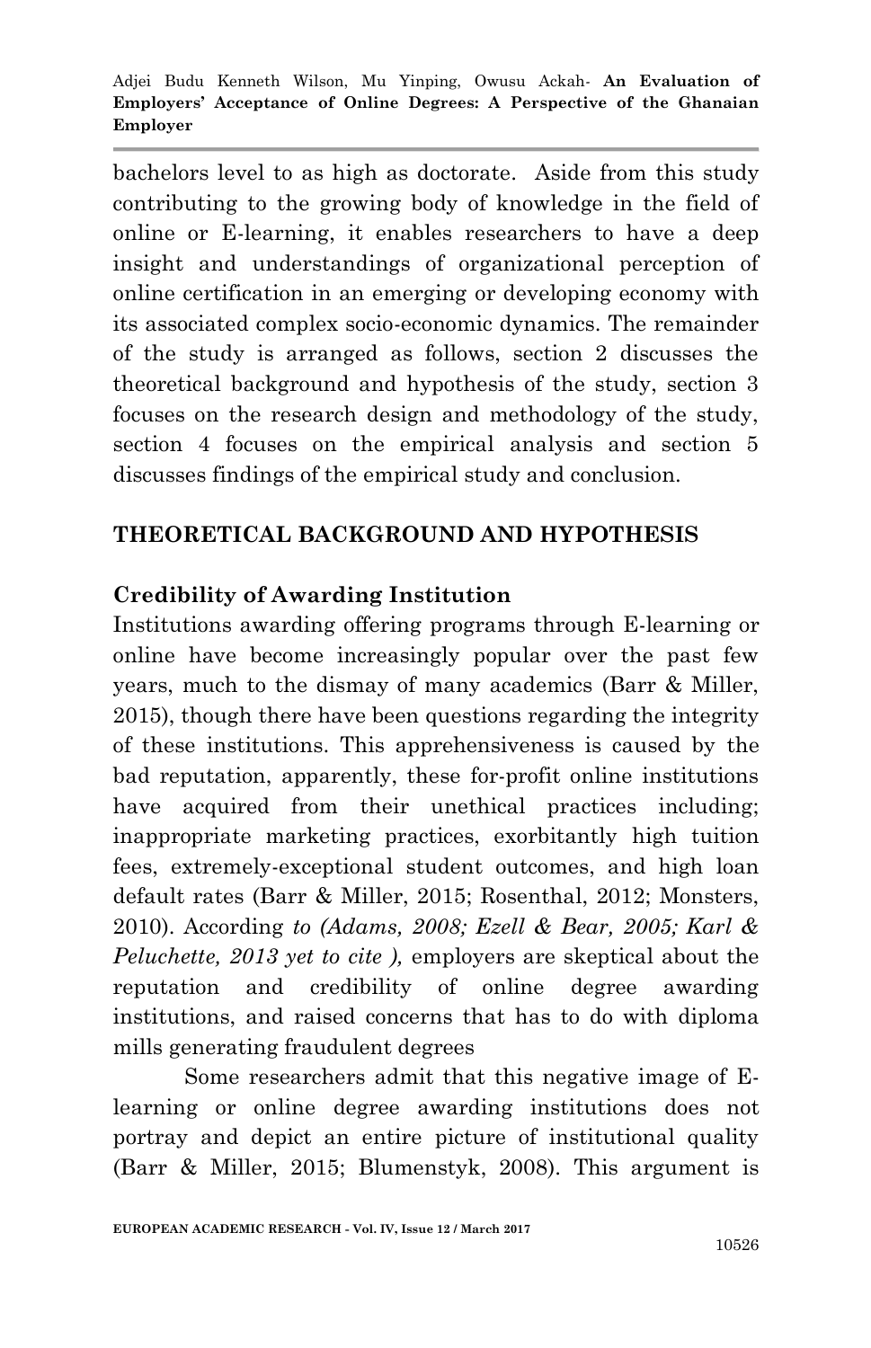bachelors level to as high as doctorate. Aside from this study contributing to the growing body of knowledge in the field of online or E-learning, it enables researchers to have a deep insight and understandings of organizational perception of online certification in an emerging or developing economy with its associated complex socio-economic dynamics. The remainder of the study is arranged as follows, section 2 discusses the theoretical background and hypothesis of the study, section 3 focuses on the research design and methodology of the study, section 4 focuses on the empirical analysis and section 5 discusses findings of the empirical study and conclusion.

## THEORETICAL BACKGROUND AND HYPOTHESIS

### Credibility of Awarding Institution

Institutions awarding offering programs through E-learning or online have become increasingly popular over the past few years, much to the dismay of many academics (Barr & Miller, 2015), though there have been questions regarding the integrity of these institutions. This apprehensiveness is caused by the bad reputation, apparently, these for-profit online institutions have acquired from their unethical practices including; inappropriate marketing practices, exorbitantly high tuition fees, extremely-exceptional student outcomes, and high loan default rates (Barr & Miller, 2015; Rosenthal, 2012; Monsters, 2010). According *to (Adams, 2008; Ezell & Bear, 2005; Karl & Peluchette, 2013 yet to cite ),* employers are skeptical about the reputation and credibility of online degree awarding institutions, and raised concerns that has to do with diploma mills generating fraudulent degrees

Some researchers admit that this negative image of E-learning or online degree awarding institutions does not portray and depict an entire picture of institutional quality (Barr & Miller, 2015; Blumenstyk, 2008). This argument is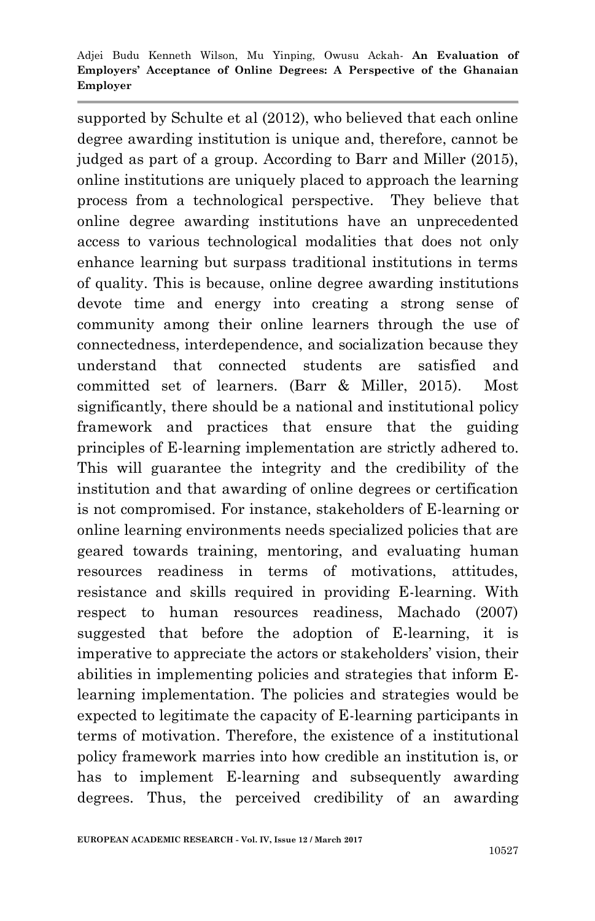supported by Schulte et al (2012), who believed that each online degree awarding institution is unique and, therefore, cannot be judged as part of a group. According to Barr and Miller (2015), online institutions are uniquely placed to approach the learning process from a technological perspective. They believe that online degree awarding institutions have an unprecedented access to various technological modalities that does not only enhance learning but surpass traditional institutions in terms of quality. This is because, online degree awarding institutions devote time and energy into creating a strong sense of community among their online learners through the use of connectedness, interdependence, and socialization because they understand that connected students are satisfied and committed set of learners. (Barr & Miller, 2015). Most significantly, there should be a national and institutional policy framework and practices that ensure that the guiding principles of E-learning implementation are strictly adhered to. This will guarantee the integrity and the credibility of the institution and that awarding of online degrees or certification is not compromised. For instance, stakeholders of E-learning or online learning environments needs specialized policies that are geared towards training, mentoring, and evaluating human resources readiness in terms of motivations, attitudes, resistance and skills required in providing E-learning. With respect to human resources readiness, Machado (2007) suggested that before the adoption of E-learning, it is imperative to appreciate the actors or stakeholders' vision, their abilities in implementing policies and strategies that inform E-learning implementation. The policies and strategies would be expected to legitimate the capacity of E-learning participants in terms of motivation. Therefore, the existence of a institutional policy framework marries into how credible an institution is, or has to implement E-learning and subsequently awarding degrees. Thus, the perceived credibility of an awarding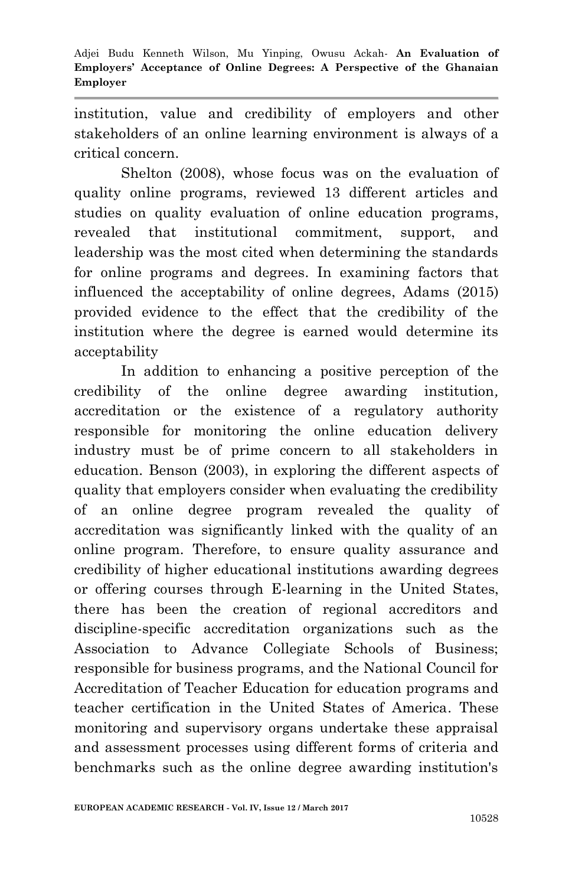institution, value and credibility of employers and other stakeholders of an online learning environment is always of a critical concern.

Shelton (2008), whose focus was on the evaluation of quality online programs, reviewed 13 different articles and studies on quality evaluation of online education programs, revealed that institutional commitment, support, and leadership was the most cited when determining the standards for online programs and degrees. In examining factors that influenced the acceptability of online degrees, Adams (2015) provided evidence to the effect that the credibility of the institution where the degree is earned would determine its acceptability

In addition to enhancing a positive perception of the credibility of the online degree awarding institution, accreditation or the existence of a regulatory authority responsible for monitoring the online education delivery industry must be of prime concern to all stakeholders in education. Benson (2003), in exploring the different aspects of quality that employers consider when evaluating the credibility of an online degree program revealed the quality of accreditation was significantly linked with the quality of an online program. Therefore, to ensure quality assurance and credibility of higher educational institutions awarding degrees or offering courses through E-learning in the United States, there has been the creation of regional accreditors and discipline-specific accreditation organizations such as the Association to Advance Collegiate Schools of Business; responsible for business programs, and the National Council for Accreditation of Teacher Education for education programs and teacher certification in the United States of America. These monitoring and supervisory organs undertake these appraisal and assessment processes using different forms of criteria and benchmarks such as the online degree awarding institution's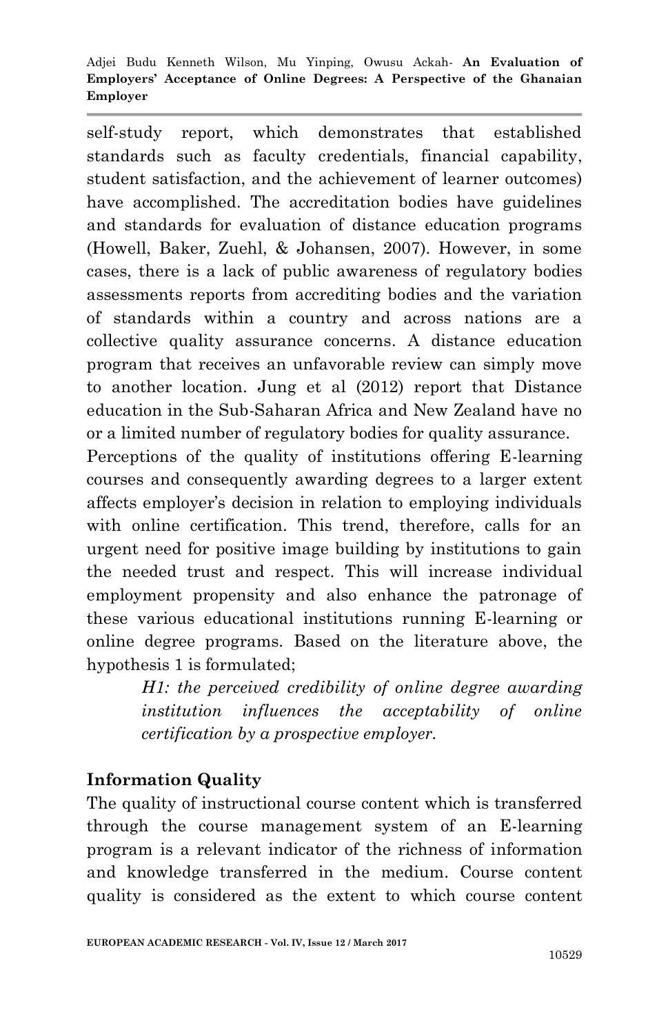self-study report, which demonstrates that established standards such as faculty credentials, financial capability, student satisfaction, and the achievement of learner outcomes) have accomplished. The accreditation bodies have guidelines and standards for evaluation of distance education programs (Howell, Baker, Zuehl, & Johansen, 2007). However, in some cases, there is a lack of public awareness of regulatory bodies assessments reports from accrediting bodies and the variation of standards within a country and across nations are a collective quality assurance concerns. A distance education program that receives an unfavorable review can simply move to another location. Jung et al (2012) report that Distance education in the Sub-Saharan Africa and New Zealand have no or a limited number of regulatory bodies for quality assurance.

Perceptions of the quality of institutions offering E-learning courses and consequently awarding degrees to a larger extent affects employer's decision in relation to employing individuals with online certification. This trend, therefore, calls for an urgent need for positive image building by institutions to gain the needed trust and respect. This will increase individual employment propensity and also enhance the patronage of these various educational institutions running E-learning or online degree programs. Based on the literature above, the hypothesis 1 is formulated;

> *H1: the perceived credibility of online degree awarding institution influences the acceptability of online certification by a prospective employer.*

## Information Quality

The quality of instructional course content which is transferred through the course management system of an E-learning program is a relevant indicator of the richness of information and knowledge transferred in the medium. Course content quality is considered as the extent to which course content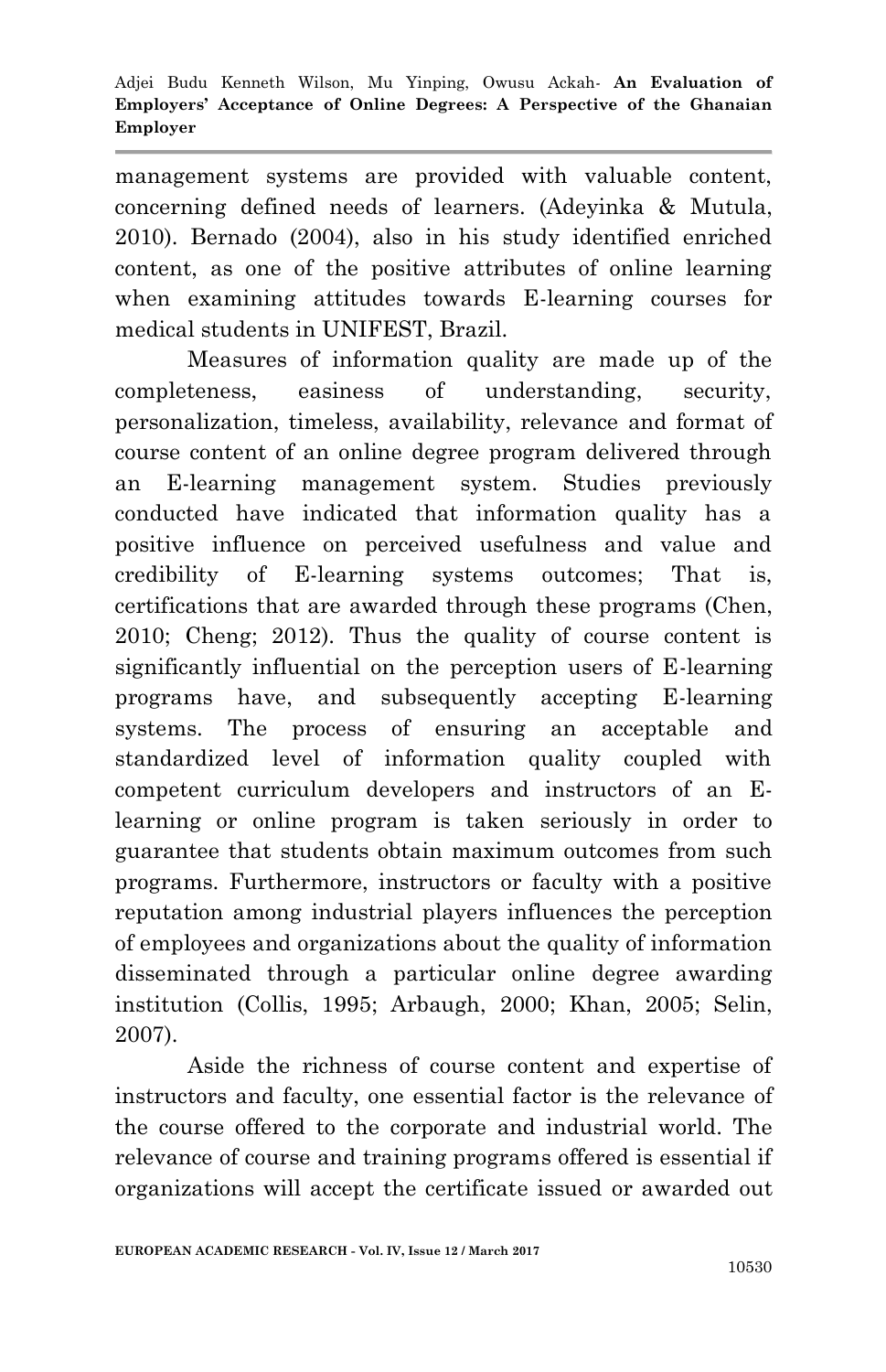management systems are provided with valuable content, concerning defined needs of learners. (Adeyinka & Mutula, 2010). Bernado (2004), also in his study identified enriched content, as one of the positive attributes of online learning when examining attitudes towards E-learning courses for medical students in UNIFEST, Brazil.

Measures of information quality are made up of the completeness, easiness of understanding, security, personalization, timeless, availability, relevance and format of course content of an online degree program delivered through an E-learning management system. Studies previously conducted have indicated that information quality has a positive influence on perceived usefulness and value and credibility of E-learning systems outcomes; That is, certifications that are awarded through these programs (Chen, 2010; Cheng; 2012). Thus the quality of course content is significantly influential on the perception users of E-learning programs have, and subsequently accepting E-learning systems. The process of ensuring an acceptable and standardized level of information quality coupled with competent curriculum developers and instructors of an E-learning or online program is taken seriously in order to guarantee that students obtain maximum outcomes from such programs. Furthermore, instructors or faculty with a positive reputation among industrial players influences the perception of employees and organizations about the quality of information disseminated through a particular online degree awarding institution (Collis, 1995; Arbaugh, 2000; Khan, 2005; Selin, 2007).

Aside the richness of course content and expertise of instructors and faculty, one essential factor is the relevance of the course offered to the corporate and industrial world. The relevance of course and training programs offered is essential if organizations will accept the certificate issued or awarded out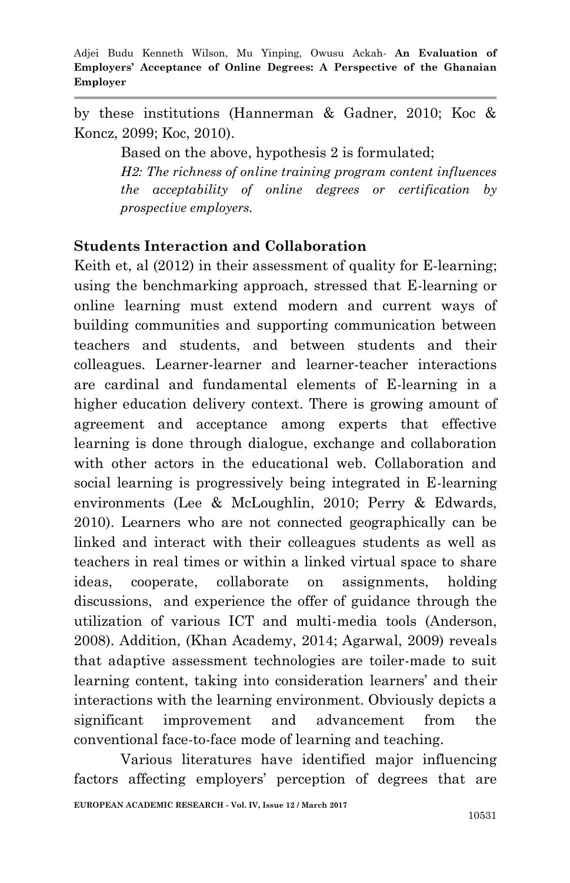by these institutions (Hannerman & Gadner, 2010; Koc & Koncz, 2099; Koc, 2010).

Based on the above, hypothesis 2 is formulated;

*H2: The richness of online training program content influences the acceptability of online degrees or certification by prospective employers.*

**Students Interaction and Collaboration**

Keith et, al (2012) in their assessment of quality for E-learning; using the benchmarking approach, stressed that E-learning or online learning must extend modern and current ways of building communities and supporting communication between teachers and students, and between students and their colleagues. Learner-learner and learner-teacher interactions are cardinal and fundamental elements of E-learning in a higher education delivery context. There is growing amount of agreement and acceptance among experts that effective learning is done through dialogue, exchange and collaboration with other actors in the educational web. Collaboration and social learning is progressively being integrated in E-learning environments (Lee & McLoughlin, 2010; Perry & Edwards, 2010). Learners who are not connected geographically can be linked and interact with their colleagues students as well as teachers in real times or within a linked virtual space to share ideas, cooperate, collaborate on assignments, holding discussions, and experience the offer of guidance through the utilization of various ICT and multi-media tools (Anderson, 2008). Addition, (Khan Academy, 2014; Agarwal, 2009) reveals that adaptive assessment technologies are toiler-made to suit learning content, taking into consideration learners' and their interactions with the learning environment. Obviously depicts a significant improvement and advancement from the conventional face-to-face mode of learning and teaching.

Various literatures have identified major influencing factors affecting employers' perception of degrees that are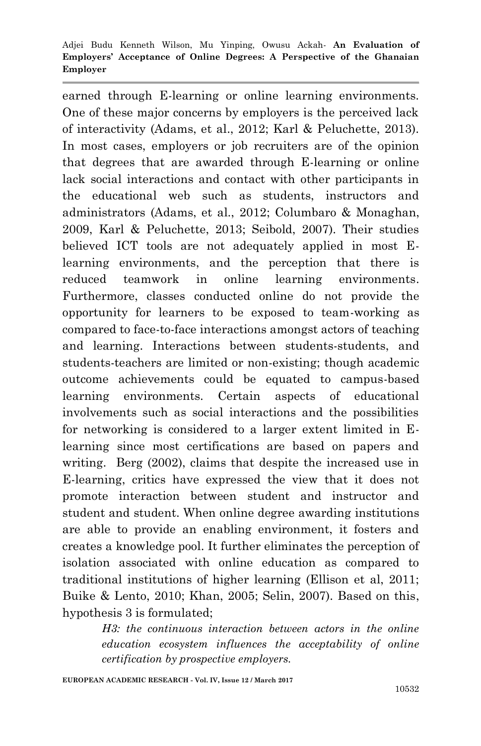earned through E-learning or online learning environments. One of these major concerns by employers is the perceived lack of interactivity (Adams, et al., 2012; Karl & Peluchette, 2013). In most cases, employers or job recruiters are of the opinion that degrees that are awarded through E-learning or online lack social interactions and contact with other participants in the educational web such as students, instructors and administrators (Adams, et al., 2012; Columbaro & Monaghan, 2009, Karl & Peluchette, 2013; Seibold, 2007). Their studies believed ICT tools are not adequately applied in most E-learning environments, and the perception that there is reduced teamwork in online learning environments. Furthermore, classes conducted online do not provide the opportunity for learners to be exposed to team-working as compared to face-to-face interactions amongst actors of teaching and learning. Interactions between students-students, and students-teachers are limited or non-existing; though academic outcome achievements could be equated to campus-based learning environments. Certain aspects of educational involvements such as social interactions and the possibilities for networking is considered to a larger extent limited in E-learning since most certifications are based on papers and writing. Berg (2002), claims that despite the increased use in E-learning, critics have expressed the view that it does not promote interaction between student and instructor and student and student. When online degree awarding institutions are able to provide an enabling environment, it fosters and creates a knowledge pool. It further eliminates the perception of isolation associated with online education as compared to traditional institutions of higher learning (Ellison et al, 2011; Buike & Lento, 2010; Khan, 2005; Selin, 2007). Based on this, hypothesis 3 is formulated;

> *H3: the continuous interaction between actors in the online education ecosystem influences the acceptability of online certification by prospective employers.*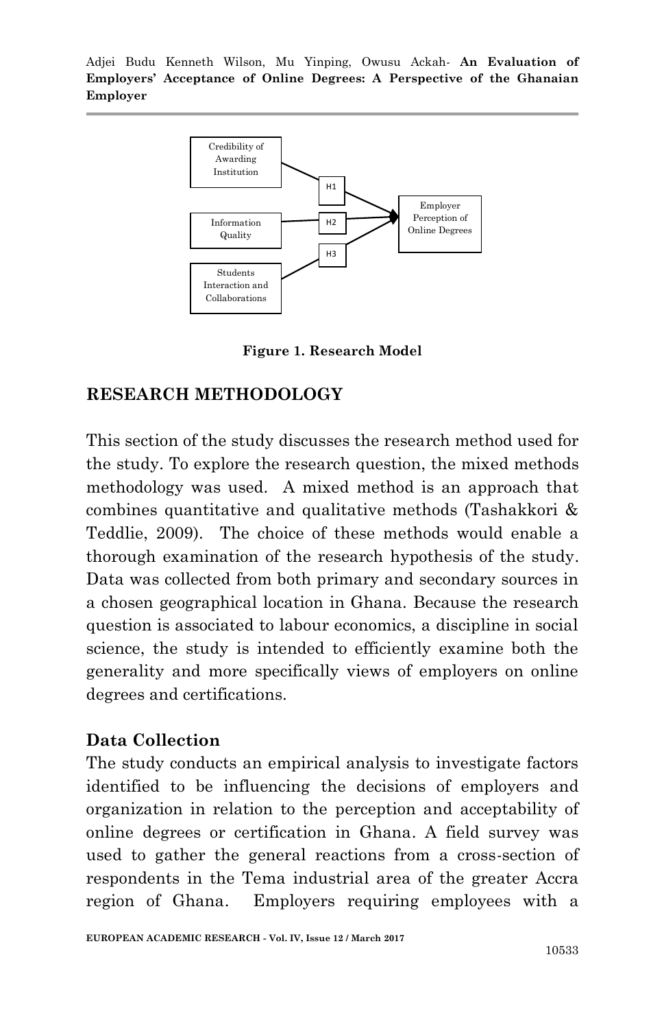Credibility of Awarding Institution

Information Quality

Students Interaction and Collaborations

H1

H2

H3

Employer Perception of Online Degrees

**Figure 1. Research Model**

## RESEARCH METHODOLOGY

This section of the study discusses the research method used for the study. To explore the research question, the mixed methods methodology was used. A mixed method is an approach that combines quantitative and qualitative methods (Tashakkori & Teddlie, 2009). The choice of these methods would enable a thorough examination of the research hypothesis of the study. Data was collected from both primary and secondary sources in a chosen geographical location in Ghana. Because the research question is associated to labour economics, a discipline in social science, the study is intended to efficiently examine both the generality and more specifically views of employers on online degrees and certifications.

### Data Collection

The study conducts an empirical analysis to investigate factors identified to be influencing the decisions of employers and organization in relation to the perception and acceptability of online degrees or certification in Ghana. A field survey was used to gather the general reactions from a cross-section of respondents in the Tema industrial area of the greater Accra region of Ghana. Employers requiring employees with a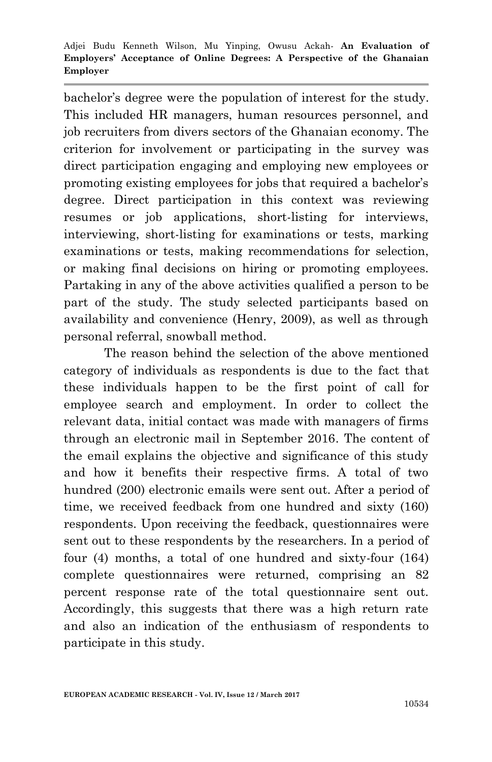bachelor's degree were the population of interest for the study. This included HR managers, human resources personnel, and job recruiters from divers sectors of the Ghanaian economy. The criterion for involvement or participating in the survey was direct participation engaging and employing new employees or promoting existing employees for jobs that required a bachelor's degree. Direct participation in this context was reviewing resumes or job applications, short-listing for interviews, interviewing, short-listing for examinations or tests, marking examinations or tests, making recommendations for selection, or making final decisions on hiring or promoting employees. Partaking in any of the above activities qualified a person to be part of the study. The study selected participants based on availability and convenience (Henry, 2009), as well as through personal referral, snowball method.

The reason behind the selection of the above mentioned category of individuals as respondents is due to the fact that these individuals happen to be the first point of call for employee search and employment. In order to collect the relevant data, initial contact was made with managers of firms through an electronic mail in September 2016. The content of the email explains the objective and significance of this study and how it benefits their respective firms. A total of two hundred (200) electronic emails were sent out. After a period of time, we received feedback from one hundred and sixty (160) respondents. Upon receiving the feedback, questionnaires were sent out to these respondents by the researchers. In a period of four (4) months, a total of one hundred and sixty-four (164) complete questionnaires were returned, comprising an 82 percent response rate of the total questionnaire sent out. Accordingly, this suggests that there was a high return rate and also an indication of the enthusiasm of respondents to participate in this study.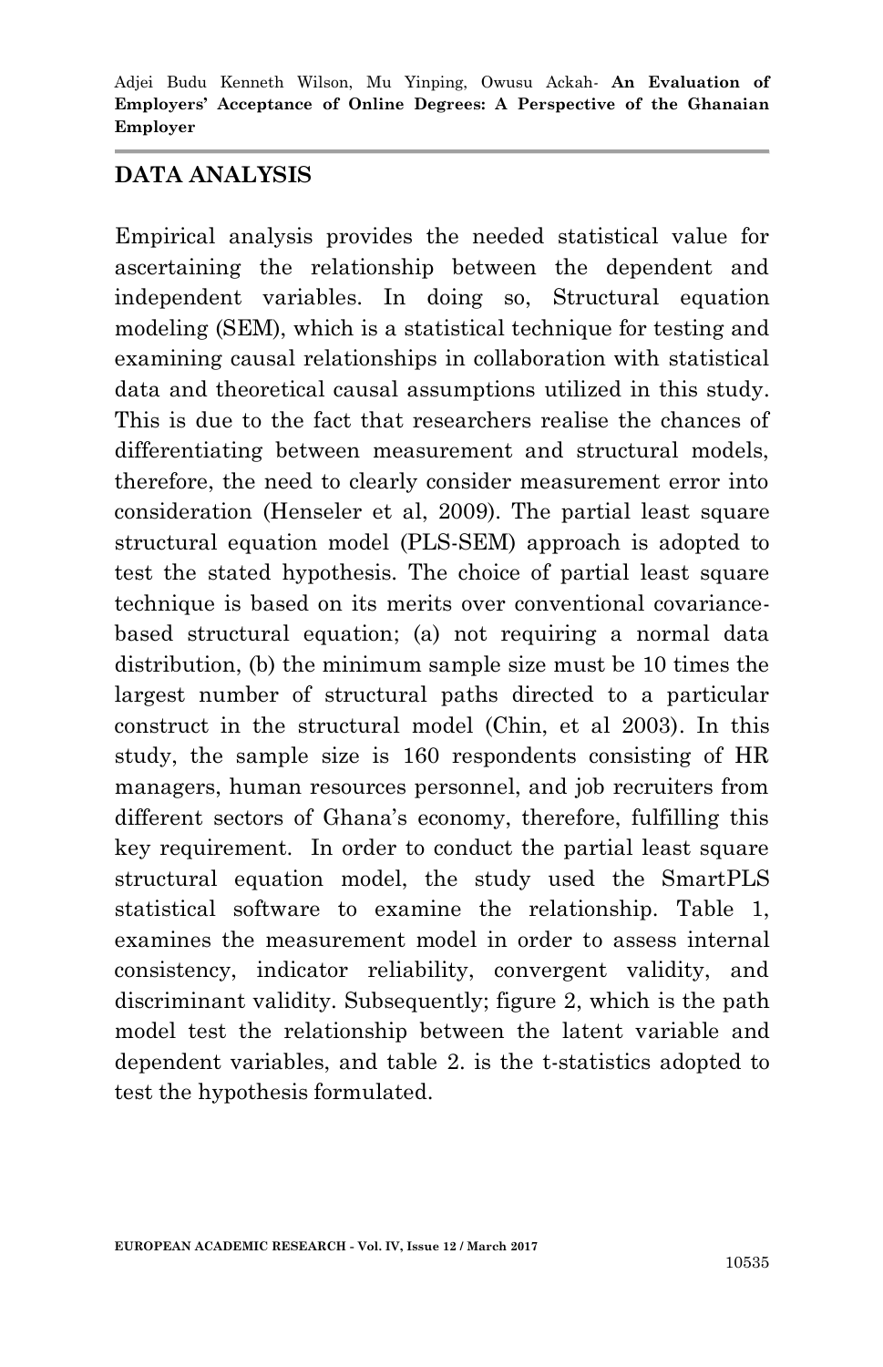## DATA ANALYSIS

Empirical analysis provides the needed statistical value for ascertaining the relationship between the dependent and independent variables. In doing so, Structural equation modeling (SEM), which is a statistical technique for testing and examining causal relationships in collaboration with statistical data and theoretical causal assumptions utilized in this study. This is due to the fact that researchers realise the chances of differentiating between measurement and structural models, therefore, the need to clearly consider measurement error into consideration (Henseler et al, 2009). The partial least square structural equation model (PLS-SEM) approach is adopted to test the stated hypothesis. The choice of partial least square technique is based on its merits over conventional covariance-based structural equation; (a) not requiring a normal data distribution, (b) the minimum sample size must be 10 times the largest number of structural paths directed to a particular construct in the structural model (Chin, et al 2003). In this study, the sample size is 160 respondents consisting of HR managers, human resources personnel, and job recruiters from different sectors of Ghana's economy, therefore, fulfilling this key requirement. In order to conduct the partial least square structural equation model, the study used the SmartPLS statistical software to examine the relationship. Table 1, examines the measurement model in order to assess internal consistency, indicator reliability, convergent validity, and discriminant validity. Subsequently; figure 2, which is the path model test the relationship between the latent variable and dependent variables, and table 2. is the t-statistics adopted to test the hypothesis formulated.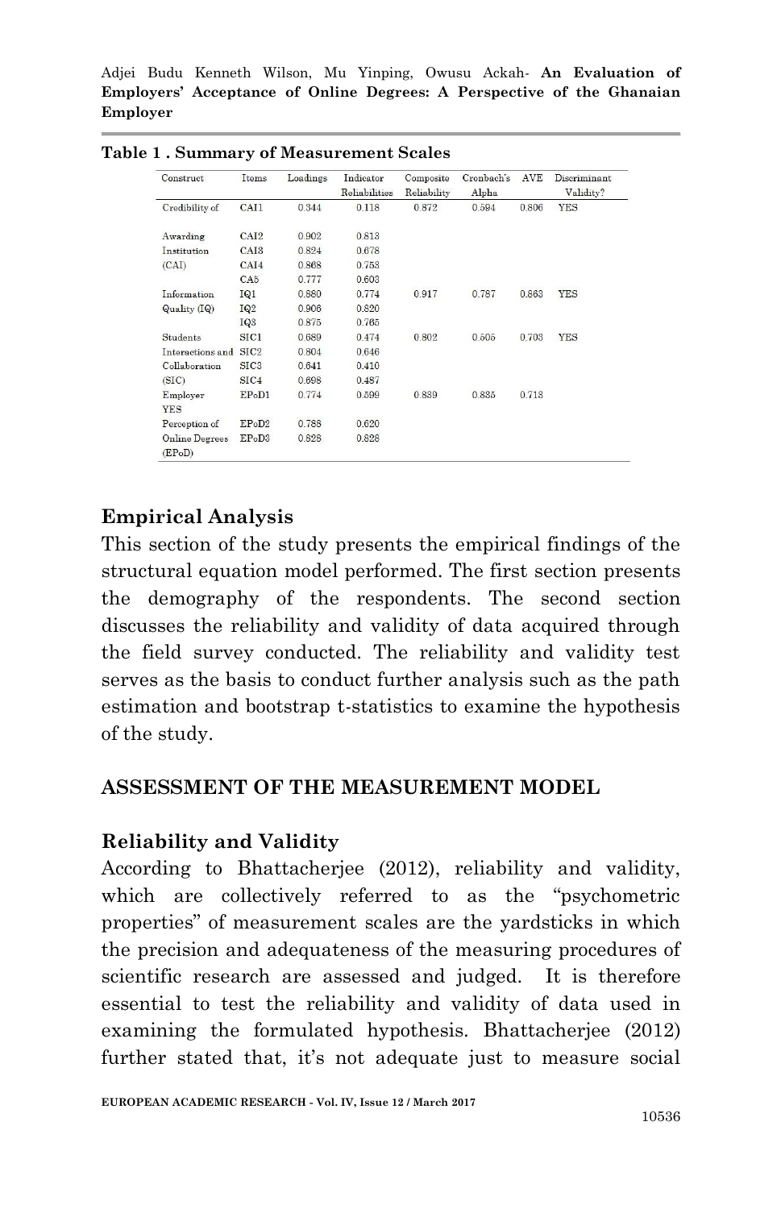**Table 1 . Summary of Measurement Scales**

| Construct | Items | Loadings | Indicator Reliabilities | Composite Reliability | Cronbach's Alpha | AVE | Discriminant Validity? |
|---|---|---|---|---|---|---|---|
| Credibility of | CAI1 | 0.344 | 0.118 | 0.872 | 0.594 | 0.806 | YES |
| Awarding | CAI2 | 0.902 | 0.813 | | | | |
| Institution | CAI3 | 0.824 | 0.678 | | | | |
| (CAI) | CAI4 | 0.868 | 0.753 | | | | |
| | CA5 | 0.777 | 0.603 | | | | |
| Information | IQ1 | 0.880 | 0.774 | 0.917 | 0.787 | 0.863 | YES |
| Quality (IQ) | IQ2 | 0.906 | 0.820 | | | | |
| | IQ3 | 0.875 | 0.765 | | | | |
| Students | SIC1 | 0.689 | 0.474 | 0.802 | 0.505 | 0.703 | YES |
| Interactions and | SIC2 | 0.804 | 0.646 | | | | |
| Collaboration | SIC3 | 0.641 | 0.410 | | | | |
| (SIC) | SIC4 | 0.698 | 0.487 | | | | |
| Employer YES | EPoD1 | 0.774 | 0.599 | 0.889 | 0.835 | 0.718 | |
| Perception of | EPoD2 | 0.788 | 0.620 | | | | |
| Online Degrees (EPoD) | EPoD3 | 0.828 | 0.828 | | | | |

## Empirical Analysis

This section of the study presents the empirical findings of the structural equation model performed. The first section presents the demography of the respondents. The second section discusses the reliability and validity of data acquired through the field survey conducted. The reliability and validity test serves as the basis to conduct further analysis such as the path estimation and bootstrap t-statistics to examine the hypothesis of the study.

## ASSESSMENT OF THE MEASUREMENT MODEL

### Reliability and Validity

According to Bhattacherjee (2012), reliability and validity, which are collectively referred to as the "psychometric properties" of measurement scales are the yardsticks in which the precision and adequateness of the measuring procedures of scientific research are assessed and judged. It is therefore essential to test the reliability and validity of data used in examining the formulated hypothesis. Bhattacherjee (2012) further stated that, it's not adequate just to measure social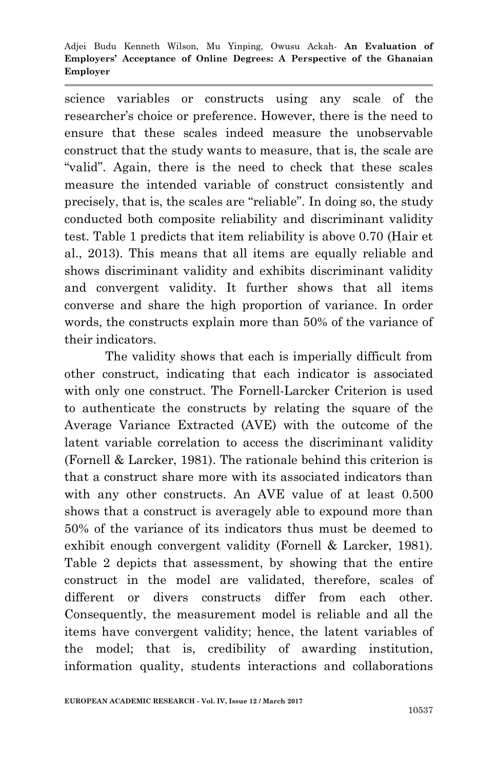science variables or constructs using any scale of the researcher's choice or preference. However, there is the need to ensure that these scales indeed measure the unobservable construct that the study wants to measure, that is, the scale are "valid". Again, there is the need to check that these scales measure the intended variable of construct consistently and precisely, that is, the scales are "reliable". In doing so, the study conducted both composite reliability and discriminant validity test. Table 1 predicts that item reliability is above 0.70 (Hair et al., 2013). This means that all items are equally reliable and shows discriminant validity and exhibits discriminant validity and convergent validity. It further shows that all items converse and share the high proportion of variance. In order words, the constructs explain more than 50% of the variance of their indicators.

The validity shows that each is imperially difficult from other construct, indicating that each indicator is associated with only one construct. The Fornell-Larcker Criterion is used to authenticate the constructs by relating the square of the Average Variance Extracted (AVE) with the outcome of the latent variable correlation to access the discriminant validity (Fornell & Larcker, 1981). The rationale behind this criterion is that a construct share more with its associated indicators than with any other constructs. An AVE value of at least 0.500 shows that a construct is averagely able to expound more than 50% of the variance of its indicators thus must be deemed to exhibit enough convergent validity (Fornell & Larcker, 1981). Table 2 depicts that assessment, by showing that the entire construct in the model are validated, therefore, scales of different or divers constructs differ from each other. Consequently, the measurement model is reliable and all the items have convergent validity; hence, the latent variables of the model; that is, credibility of awarding institution, information quality, students interactions and collaborations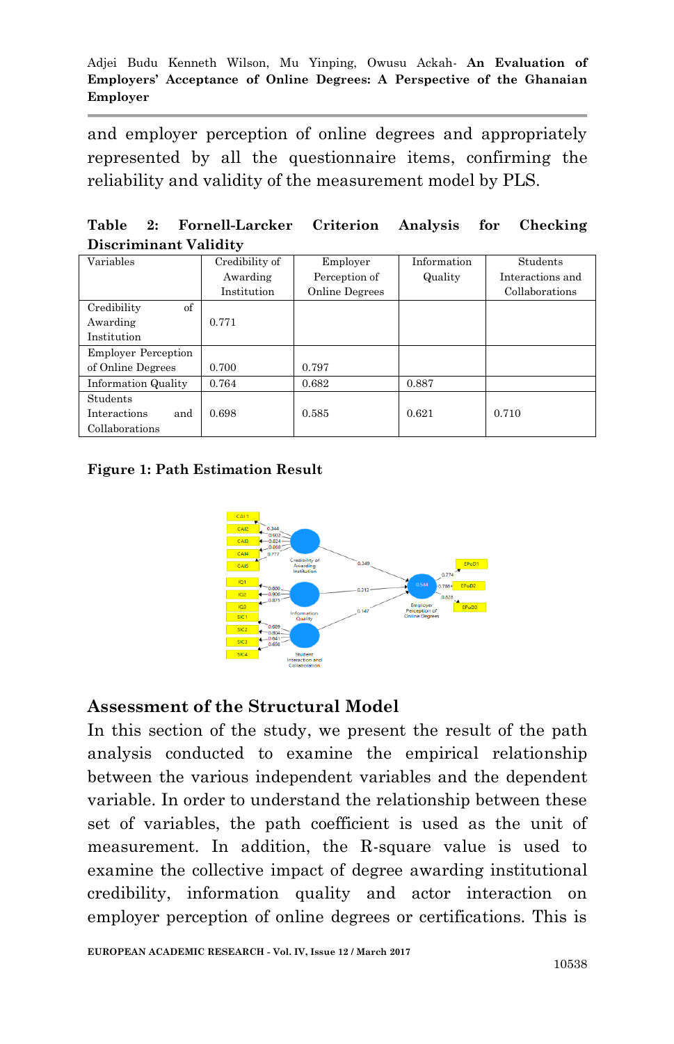and employer perception of online degrees and appropriately represented by all the questionnaire items, confirming the reliability and validity of the measurement model by PLS.

**Table 2: Fornell-Larcker Criterion Analysis for Checking Discriminant Validity**

| Variables | Credibility of Awarding Institution | Employer Perception of Online Degrees | Information Quality | Students Interactions and Collaborations |
|---|---|---|---|---|
| Credibility of Awarding Institution | 0.771 | | | |
| Employer Perception of Online Degrees | 0.700 | 0.797 | | |
| Information Quality | 0.764 | 0.682 | 0.887 | |
| Students Interactions and Collaborations | 0.698 | 0.585 | 0.621 | 0.710 |

**Figure 1: Path Estimation Result**

## Assessment of the Structural Model

In this section of the study, we present the result of the path analysis conducted to examine the empirical relationship between the various independent variables and the dependent variable. In order to understand the relationship between these set of variables, the path coefficient is used as the unit of measurement. In addition, the R-square value is used to examine the collective impact of degree awarding institutional credibility, information quality and actor interaction on employer perception of online degrees or certifications. This is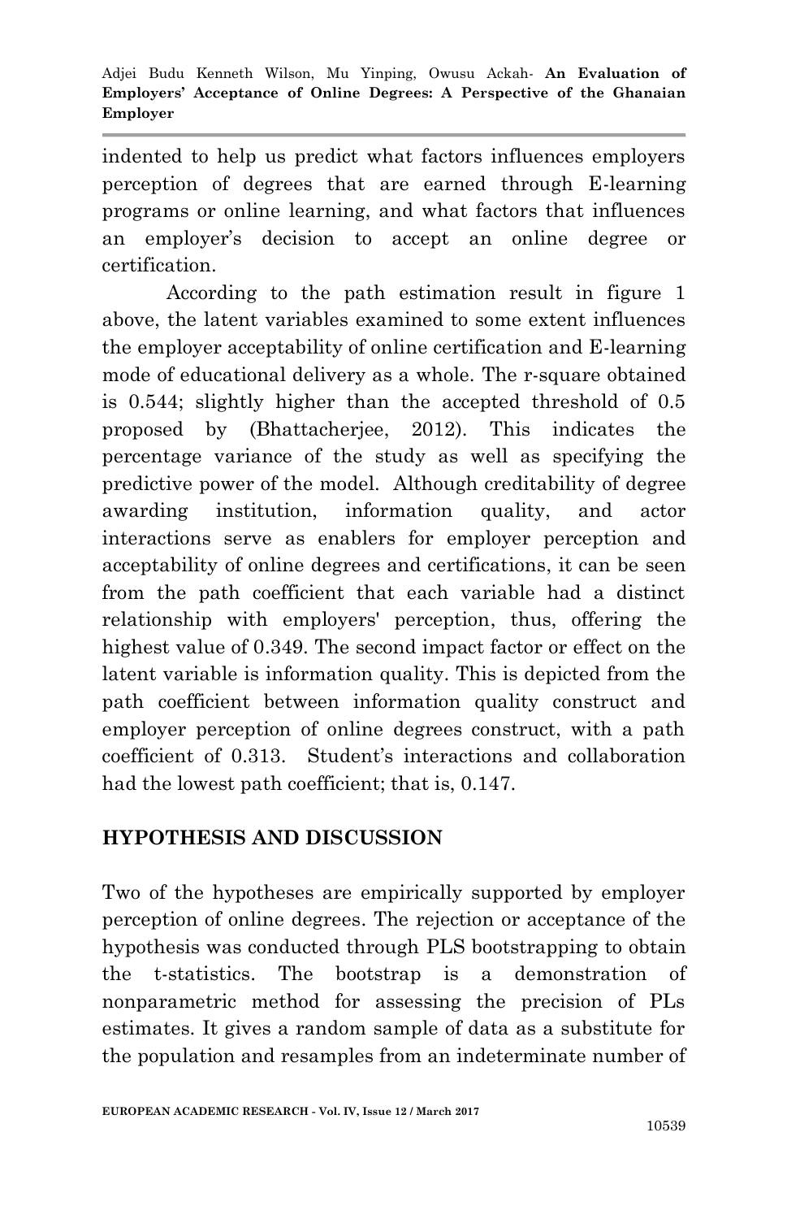indented to help us predict what factors influences employers perception of degrees that are earned through E-learning programs or online learning, and what factors that influences an employer's decision to accept an online degree or certification.

According to the path estimation result in figure 1 above, the latent variables examined to some extent influences the employer acceptability of online certification and E-learning mode of educational delivery as a whole. The r-square obtained is 0.544; slightly higher than the accepted threshold of 0.5 proposed by (Bhattacherjee, 2012). This indicates the percentage variance of the study as well as specifying the predictive power of the model. Although creditability of degree awarding institution, information quality, and actor interactions serve as enablers for employer perception and acceptability of online degrees and certifications, it can be seen from the path coefficient that each variable had a distinct relationship with employers' perception, thus, offering the highest value of 0.349. The second impact factor or effect on the latent variable is information quality. This is depicted from the path coefficient between information quality construct and employer perception of online degrees construct, with a path coefficient of 0.313. Student's interactions and collaboration had the lowest path coefficient; that is, 0.147.

## HYPOTHESIS AND DISCUSSION

Two of the hypotheses are empirically supported by employer perception of online degrees. The rejection or acceptance of the hypothesis was conducted through PLS bootstrapping to obtain the t-statistics. The bootstrap is a demonstration of nonparametric method for assessing the precision of PLs estimates. It gives a random sample of data as a substitute for the population and resamples from an indeterminate number of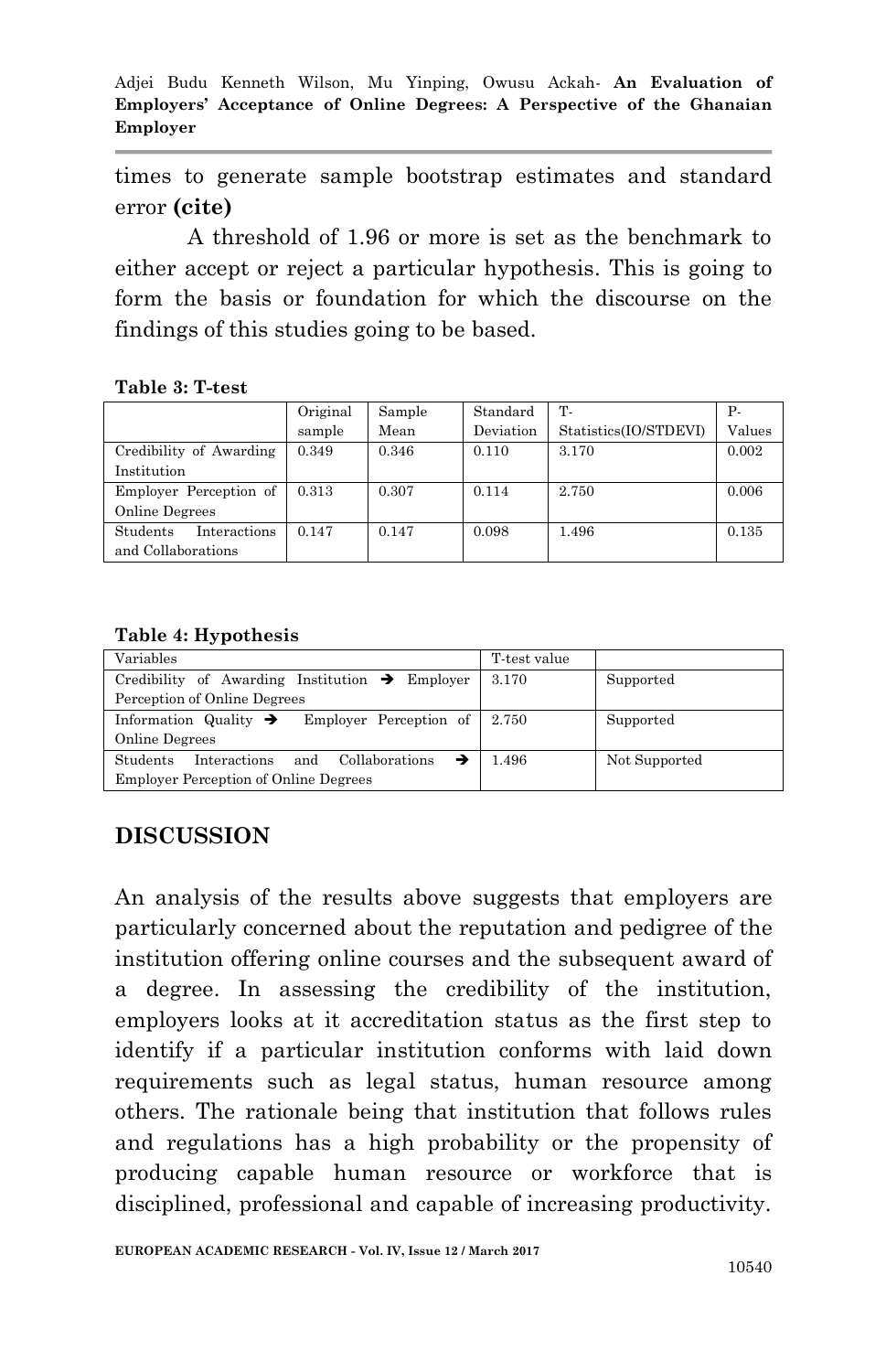times to generate sample bootstrap estimates and standard error **(cite)**

A threshold of 1.96 or more is set as the benchmark to either accept or reject a particular hypothesis. This is going to form the basis or foundation for which the discourse on the findings of this studies going to be based.

**Table 3: T-test**

| | Original sample | Sample Mean | Standard Deviation | T-Statistics(IO/STDEVI) | P-Values |
|---|---|---|---|---|---|
| Credibility of Awarding Institution | 0.349 | 0.346 | 0.110 | 3.170 | 0.002 |
| Employer Perception of Online Degrees | 0.313 | 0.307 | 0.114 | 2.750 | 0.006 |
| Students Interactions and Collaborations | 0.147 | 0.147 | 0.098 | 1.496 | 0.135 |

**Table 4: Hypothesis**

| Variables | T-test value | |
|---|---|---|
| Credibility of Awarding Institution ➔ Employer Perception of Online Degrees | 3.170 | Supported |
| Information Quality ➔ Employer Perception of Online Degrees | 2.750 | Supported |
| Students Interactions and Collaborations ➔ Employer Perception of Online Degrees | 1.496 | Not Supported |

## DISCUSSION

An analysis of the results above suggests that employers are particularly concerned about the reputation and pedigree of the institution offering online courses and the subsequent award of a degree. In assessing the credibility of the institution, employers looks at it accreditation status as the first step to identify if a particular institution conforms with laid down requirements such as legal status, human resource among others. The rationale being that institution that follows rules and regulations has a high probability or the propensity of producing capable human resource or workforce that is disciplined, professional and capable of increasing productivity.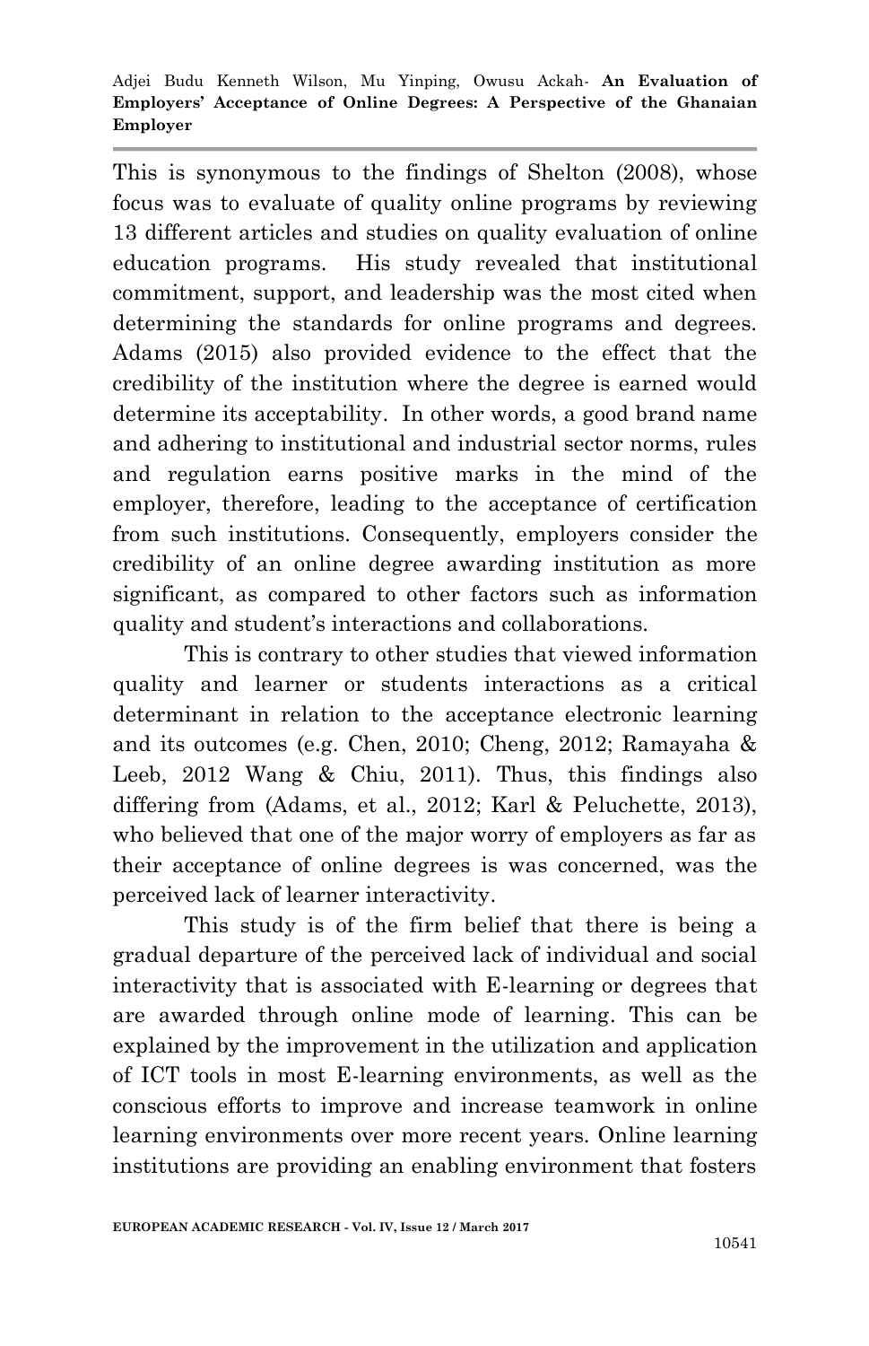This is synonymous to the findings of Shelton (2008), whose focus was to evaluate of quality online programs by reviewing 13 different articles and studies on quality evaluation of online education programs. His study revealed that institutional commitment, support, and leadership was the most cited when determining the standards for online programs and degrees. Adams (2015) also provided evidence to the effect that the credibility of the institution where the degree is earned would determine its acceptability. In other words, a good brand name and adhering to institutional and industrial sector norms, rules and regulation earns positive marks in the mind of the employer, therefore, leading to the acceptance of certification from such institutions. Consequently, employers consider the credibility of an online degree awarding institution as more significant, as compared to other factors such as information quality and student's interactions and collaborations.

This is contrary to other studies that viewed information quality and learner or students interactions as a critical determinant in relation to the acceptance electronic learning and its outcomes (e.g. Chen, 2010; Cheng, 2012; Ramayaha & Leeb, 2012 Wang & Chiu, 2011). Thus, this findings also differing from (Adams, et al., 2012; Karl & Peluchette, 2013), who believed that one of the major worry of employers as far as their acceptance of online degrees is was concerned, was the perceived lack of learner interactivity.

This study is of the firm belief that there is being a gradual departure of the perceived lack of individual and social interactivity that is associated with E-learning or degrees that are awarded through online mode of learning. This can be explained by the improvement in the utilization and application of ICT tools in most E-learning environments, as well as the conscious efforts to improve and increase teamwork in online learning environments over more recent years. Online learning institutions are providing an enabling environment that fosters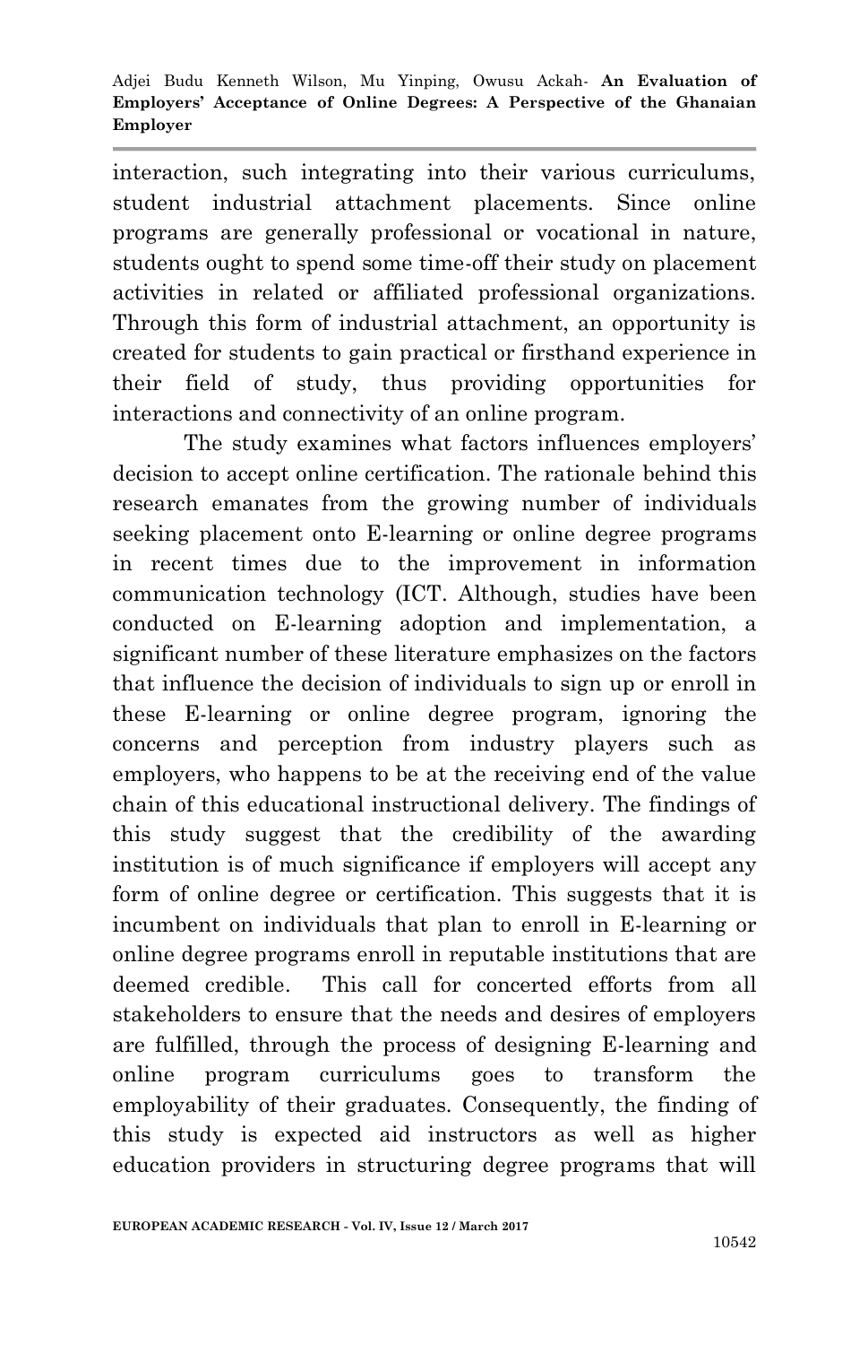interaction, such integrating into their various curriculums, student industrial attachment placements. Since online programs are generally professional or vocational in nature, students ought to spend some time-off their study on placement activities in related or affiliated professional organizations. Through this form of industrial attachment, an opportunity is created for students to gain practical or firsthand experience in their field of study, thus providing opportunities for interactions and connectivity of an online program.

The study examines what factors influences employers' decision to accept online certification. The rationale behind this research emanates from the growing number of individuals seeking placement onto E-learning or online degree programs in recent times due to the improvement in information communication technology (ICT. Although, studies have been conducted on E-learning adoption and implementation, a significant number of these literature emphasizes on the factors that influence the decision of individuals to sign up or enroll in these E-learning or online degree program, ignoring the concerns and perception from industry players such as employers, who happens to be at the receiving end of the value chain of this educational instructional delivery. The findings of this study suggest that the credibility of the awarding institution is of much significance if employers will accept any form of online degree or certification. This suggests that it is incumbent on individuals that plan to enroll in E-learning or online degree programs enroll in reputable institutions that are deemed credible. This call for concerted efforts from all stakeholders to ensure that the needs and desires of employers are fulfilled, through the process of designing E-learning and online program curriculums goes to transform the employability of their graduates. Consequently, the finding of this study is expected aid instructors as well as higher education providers in structuring degree programs that will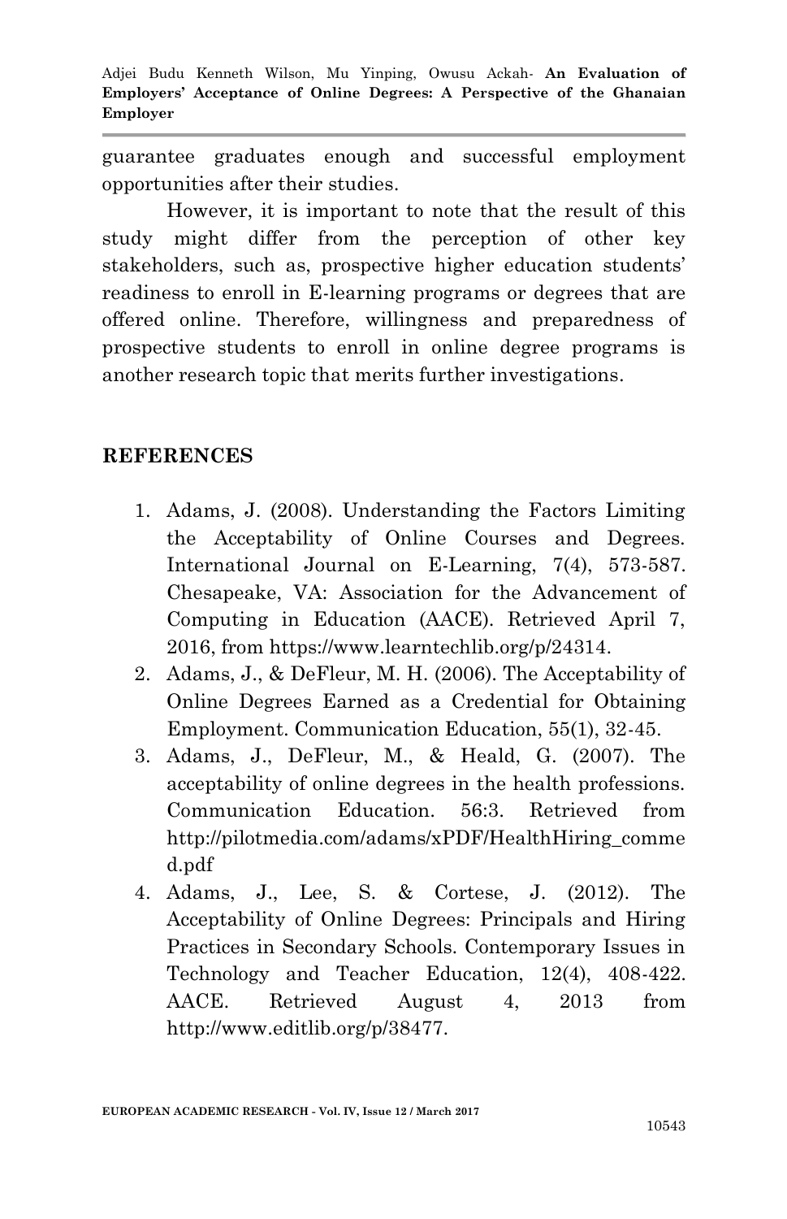guarantee graduates enough and successful employment opportunities after their studies.

However, it is important to note that the result of this study might differ from the perception of other key stakeholders, such as, prospective higher education students' readiness to enroll in E-learning programs or degrees that are offered online. Therefore, willingness and preparedness of prospective students to enroll in online degree programs is another research topic that merits further investigations.

## REFERENCES

1. Adams, J. (2008). Understanding the Factors Limiting the Acceptability of Online Courses and Degrees. International Journal on E-Learning, 7(4), 573-587. Chesapeake, VA: Association for the Advancement of Computing in Education (AACE). Retrieved April 7, 2016, from https://www.learntechlib.org/p/24314.
2. Adams, J., & DeFleur, M. H. (2006). The Acceptability of Online Degrees Earned as a Credential for Obtaining Employment. Communication Education, 55(1), 32-45.
3. Adams, J., DeFleur, M., & Heald, G. (2007). The acceptability of online degrees in the health professions. Communication Education. 56:3. Retrieved from http://pilotmedia.com/adams/xPDF/HealthHiring_commed.pdf
4. Adams, J., Lee, S. & Cortese, J. (2012). The Acceptability of Online Degrees: Principals and Hiring Practices in Secondary Schools. Contemporary Issues in Technology and Teacher Education, 12(4), 408-422. AACE. Retrieved August 4, 2013 from http://www.editlib.org/p/38477.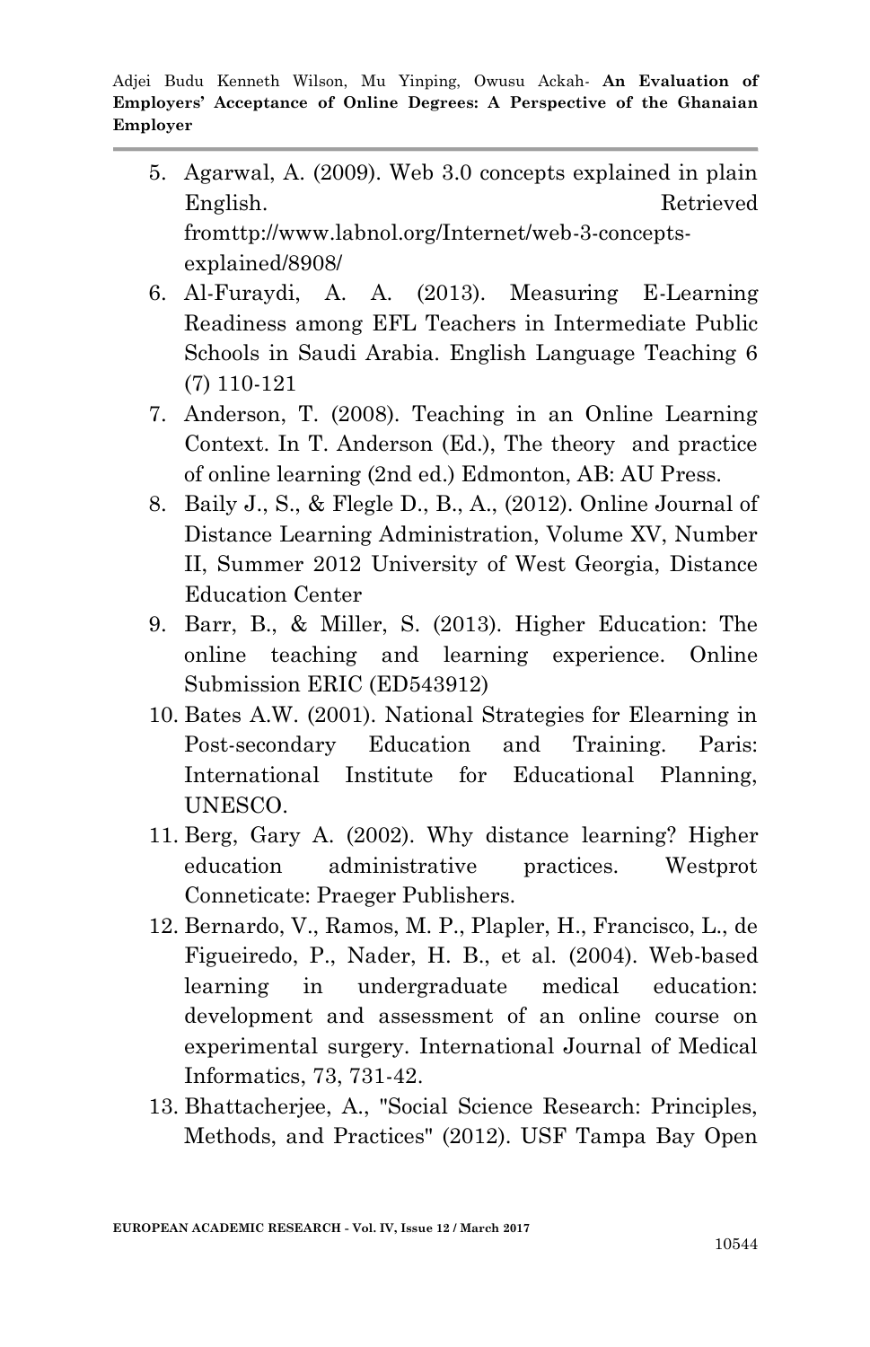5. Agarwal, A. (2009). Web 3.0 concepts explained in plain English. Retrieved fromttp://www.labnol.org/Internet/web-3-concepts-explained/8908/
6. Al-Furaydi, A. A. (2013). Measuring E-Learning Readiness among EFL Teachers in Intermediate Public Schools in Saudi Arabia. English Language Teaching 6 (7) 110-121
7. Anderson, T. (2008). Teaching in an Online Learning Context. In T. Anderson (Ed.), The theory and practice of online learning (2nd ed.) Edmonton, AB: AU Press.
8. Baily J., S., & Flegle D., B., A., (2012). Online Journal of Distance Learning Administration, Volume XV, Number II, Summer 2012 University of West Georgia, Distance Education Center
9. Barr, B., & Miller, S. (2013). Higher Education: The online teaching and learning experience. Online Submission ERIC (ED543912)
10. Bates A.W. (2001). National Strategies for Elearning in Post-secondary Education and Training. Paris: International Institute for Educational Planning, UNESCO.
11. Berg, Gary A. (2002). Why distance learning? Higher education administrative practices. Westprot Conneticate: Praeger Publishers.
12. Bernardo, V., Ramos, M. P., Plapler, H., Francisco, L., de Figueiredo, P., Nader, H. B., et al. (2004). Web-based learning in undergraduate medical education: development and assessment of an online course on experimental surgery. International Journal of Medical Informatics, 73, 731-42.
13. Bhattacherjee, A., "Social Science Research: Principles, Methods, and Practices" (2012). USF Tampa Bay Open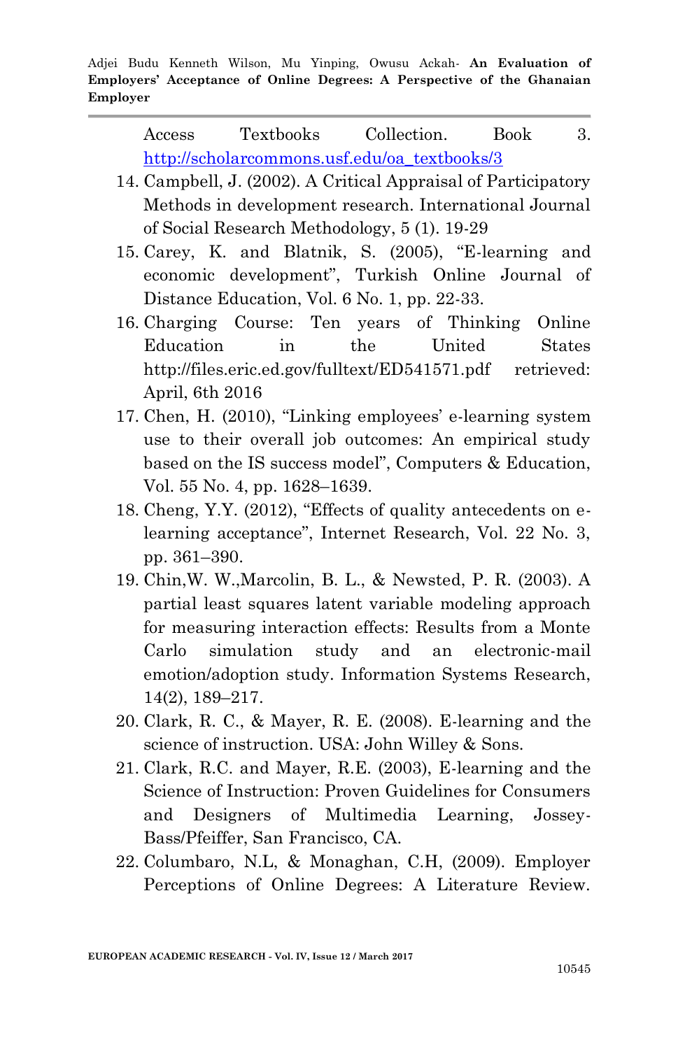Access Textbooks Collection. Book 3. http://scholarcommons.usf.edu/oa_textbooks/3

14. Campbell, J. (2002). A Critical Appraisal of Participatory Methods in development research. International Journal of Social Research Methodology, 5 (1). 19-29
15. Carey, K. and Blatnik, S. (2005), "E-learning and economic development", Turkish Online Journal of Distance Education, Vol. 6 No. 1, pp. 22-33.
16. Charging Course: Ten years of Thinking Online Education in the United States http://files.eric.ed.gov/fulltext/ED541571.pdf retrieved: April, 6th 2016
17. Chen, H. (2010), "Linking employees' e-learning system use to their overall job outcomes: An empirical study based on the IS success model", Computers & Education, Vol. 55 No. 4, pp. 1628–1639.
18. Cheng, Y.Y. (2012), "Effects of quality antecedents on e-learning acceptance", Internet Research, Vol. 22 No. 3, pp. 361–390.
19. Chin,W. W.,Marcolin, B. L., & Newsted, P. R. (2003). A partial least squares latent variable modeling approach for measuring interaction effects: Results from a Monte Carlo simulation study and an electronic-mail emotion/adoption study. Information Systems Research, 14(2), 189–217.
20. Clark, R. C., & Mayer, R. E. (2008). E-learning and the science of instruction. USA: John Willey & Sons.
21. Clark, R.C. and Mayer, R.E. (2003), E-learning and the Science of Instruction: Proven Guidelines for Consumers and Designers of Multimedia Learning, Jossey-Bass/Pfeiffer, San Francisco, CA.
22. Columbaro, N.L, & Monaghan, C.H, (2009). Employer Perceptions of Online Degrees: A Literature Review.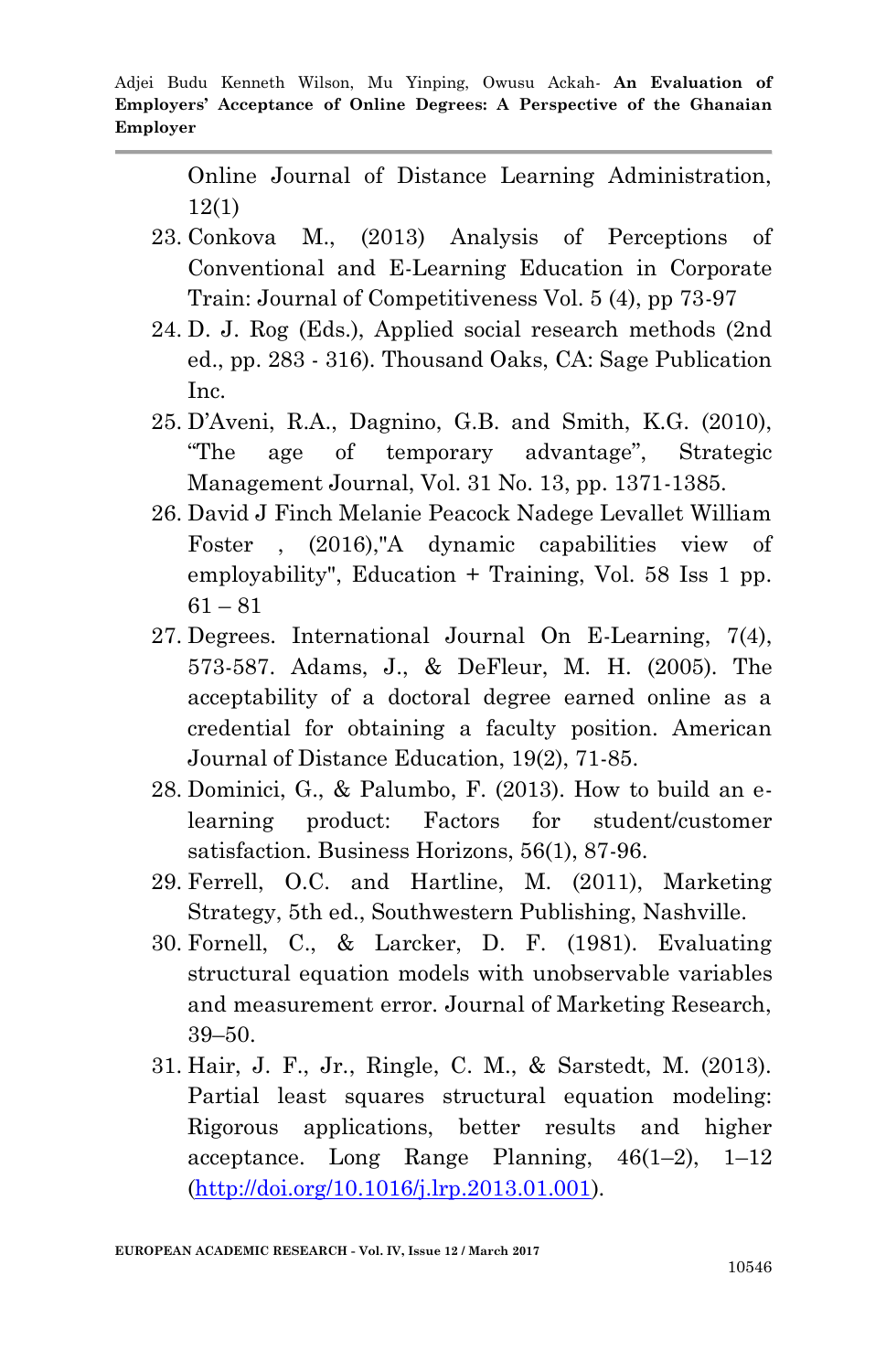Online Journal of Distance Learning Administration, 12(1)

23. Conkova M., (2013) Analysis of Perceptions of Conventional and E-Learning Education in Corporate Train: Journal of Competitiveness Vol. 5 (4), pp 73-97
24. D. J. Rog (Eds.), Applied social research methods (2nd ed., pp. 283 - 316). Thousand Oaks, CA: Sage Publication Inc.
25. D'Aveni, R.A., Dagnino, G.B. and Smith, K.G. (2010), "The age of temporary advantage", Strategic Management Journal, Vol. 31 No. 13, pp. 1371-1385.
26. David J Finch Melanie Peacock Nadege Levallet William Foster , (2016),"A dynamic capabilities view of employability", Education + Training, Vol. 58 Iss 1 pp. 61 – 81
27. Degrees. International Journal On E-Learning, 7(4), 573-587. Adams, J., & DeFleur, M. H. (2005). The acceptability of a doctoral degree earned online as a credential for obtaining a faculty position. American Journal of Distance Education, 19(2), 71-85.
28. Dominici, G., & Palumbo, F. (2013). How to build an e-learning product: Factors for student/customer satisfaction. Business Horizons, 56(1), 87-96.
29. Ferrell, O.C. and Hartline, M. (2011), Marketing Strategy, 5th ed., Southwestern Publishing, Nashville.
30. Fornell, C., & Larcker, D. F. (1981). Evaluating structural equation models with unobservable variables and measurement error. Journal of Marketing Research, 39–50.
31. Hair, J. F., Jr., Ringle, C. M., & Sarstedt, M. (2013). Partial least squares structural equation modeling: Rigorous applications, better results and higher acceptance. Long Range Planning, 46(1–2), 1–12 (http://doi.org/10.1016/j.lrp.2013.01.001).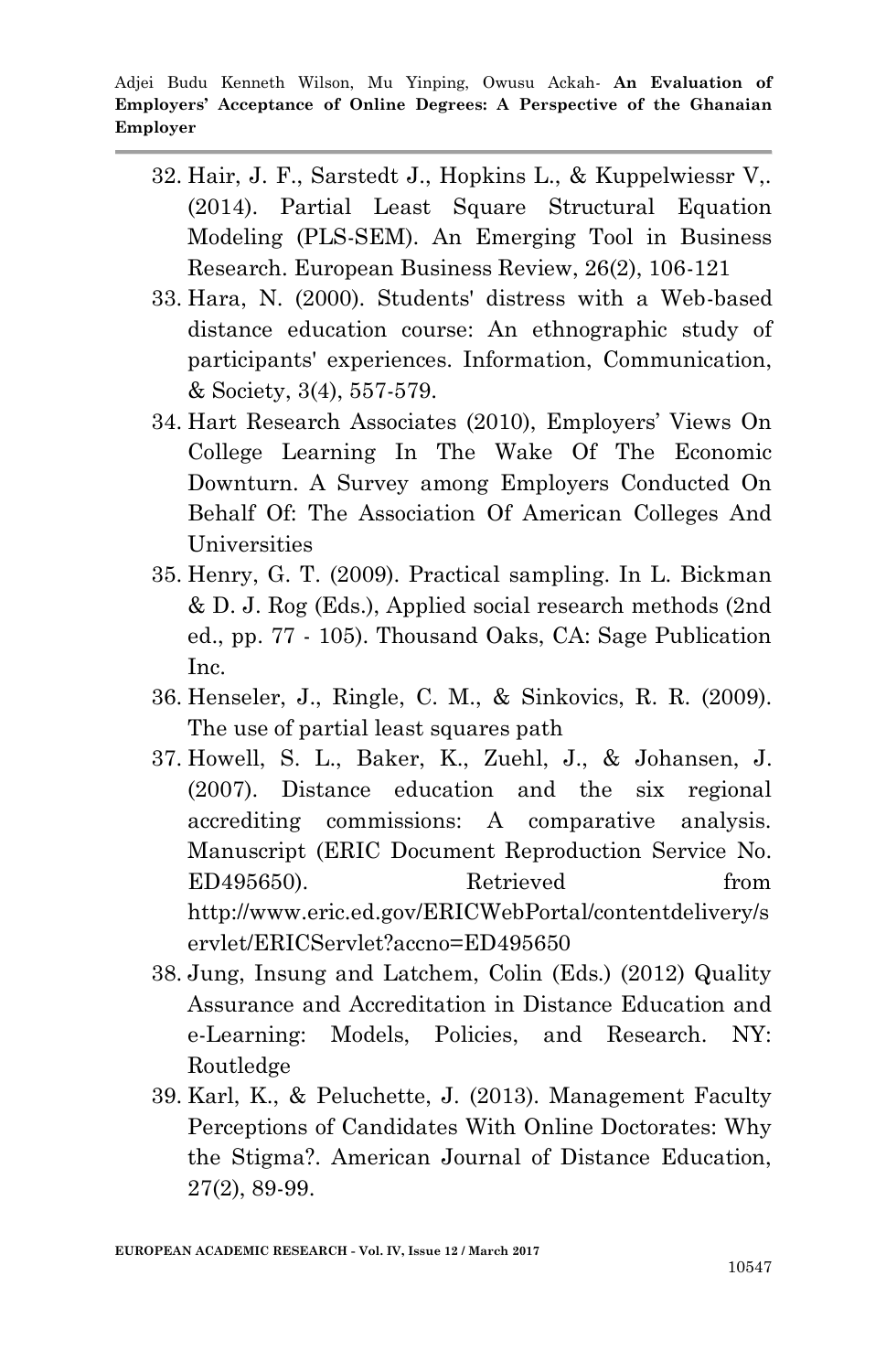32. Hair, J. F., Sarstedt J., Hopkins L., & Kuppelwiessr V,. (2014). Partial Least Square Structural Equation Modeling (PLS-SEM). An Emerging Tool in Business Research. European Business Review, 26(2), 106-121
33. Hara, N. (2000). Students' distress with a Web-based distance education course: An ethnographic study of participants' experiences. Information, Communication, & Society, 3(4), 557-579.
34. Hart Research Associates (2010), Employers' Views On College Learning In The Wake Of The Economic Downturn. A Survey among Employers Conducted On Behalf Of: The Association Of American Colleges And Universities
35. Henry, G. T. (2009). Practical sampling. In L. Bickman & D. J. Rog (Eds.), Applied social research methods (2nd ed., pp. 77 - 105). Thousand Oaks, CA: Sage Publication Inc.
36. Henseler, J., Ringle, C. M., & Sinkovics, R. R. (2009). The use of partial least squares path
37. Howell, S. L., Baker, K., Zuehl, J., & Johansen, J. (2007). Distance education and the six regional accrediting commissions: A comparative analysis. Manuscript (ERIC Document Reproduction Service No. ED495650). Retrieved from http://www.eric.ed.gov/ERICWebPortal/contentdelivery/servlet/ERICServlet?accno=ED495650
38. Jung, Insung and Latchem, Colin (Eds.) (2012) Quality Assurance and Accreditation in Distance Education and e-Learning: Models, Policies, and Research. NY: Routledge
39. Karl, K., & Peluchette, J. (2013). Management Faculty Perceptions of Candidates With Online Doctorates: Why the Stigma?. American Journal of Distance Education, 27(2), 89-99.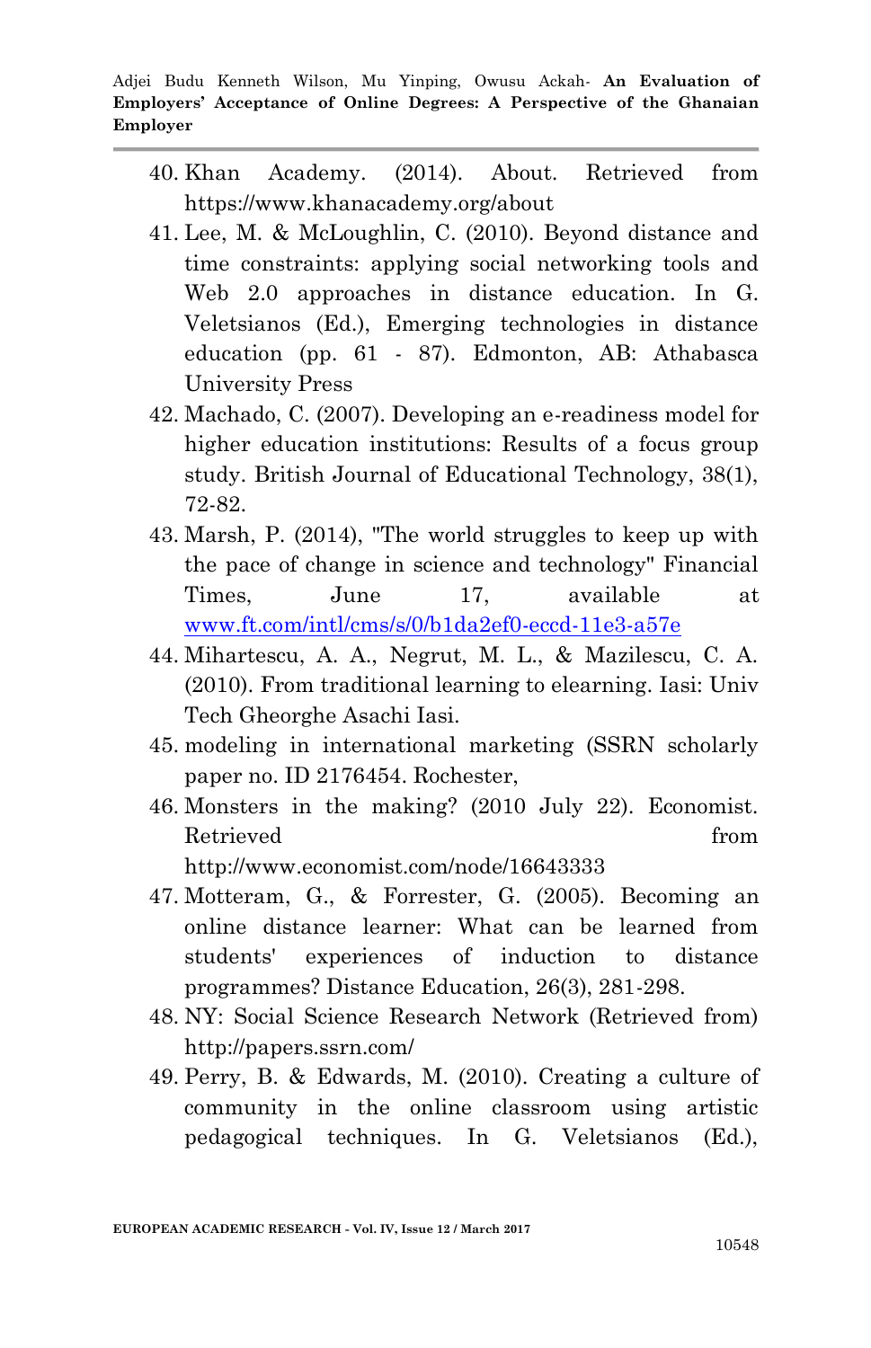40. Khan Academy. (2014). About. Retrieved from https://www.khanacademy.org/about
41. Lee, M. & McLoughlin, C. (2010). Beyond distance and time constraints: applying social networking tools and Web 2.0 approaches in distance education. In G. Veletsianos (Ed.), Emerging technologies in distance education (pp. 61 - 87). Edmonton, AB: Athabasca University Press
42. Machado, C. (2007). Developing an e-readiness model for higher education institutions: Results of a focus group study. British Journal of Educational Technology, 38(1), 72-82.
43. Marsh, P. (2014), "The world struggles to keep up with the pace of change in science and technology" Financial Times, June 17, available at www.ft.com/intl/cms/s/0/b1da2ef0-eccd-11e3-a57e
44. Mihartescu, A. A., Negrut, M. L., & Mazilescu, C. A. (2010). From traditional learning to elearning. Iasi: Univ Tech Gheorghe Asachi Iasi.
45. modeling in international marketing (SSRN scholarly paper no. ID 2176454. Rochester,
46. Monsters in the making? (2010 July 22). Economist. Retrieved from http://www.economist.com/node/16643333
47. Motteram, G., & Forrester, G. (2005). Becoming an online distance learner: What can be learned from students' experiences of induction to distance programmes? Distance Education, 26(3), 281-298.
48. NY: Social Science Research Network (Retrieved from) http://papers.ssrn.com/
49. Perry, B. & Edwards, M. (2010). Creating a culture of community in the online classroom using artistic pedagogical techniques. In G. Veletsianos (Ed.),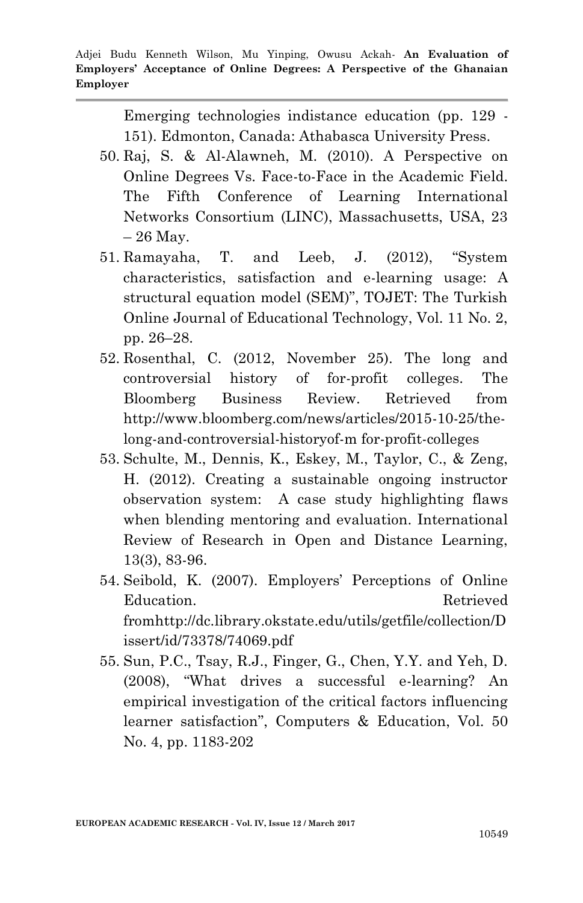Emerging technologies indistance education (pp. 129 - 151). Edmonton, Canada: Athabasca University Press.

50. Raj, S. & Al-Alawneh, M. (2010). A Perspective on Online Degrees Vs. Face-to-Face in the Academic Field. The Fifth Conference of Learning International Networks Consortium (LINC), Massachusetts, USA, 23 – 26 May.
51. Ramayaha, T. and Leeb, J. (2012), "System characteristics, satisfaction and e-learning usage: A structural equation model (SEM)", TOJET: The Turkish Online Journal of Educational Technology, Vol. 11 No. 2, pp. 26–28.
52. Rosenthal, C. (2012, November 25). The long and controversial history of for-profit colleges. The Bloomberg Business Review. Retrieved from http://www.bloomberg.com/news/articles/2015-10-25/the-long-and-controversial-historyof-m for-profit-colleges
53. Schulte, M., Dennis, K., Eskey, M., Taylor, C., & Zeng, H. (2012). Creating a sustainable ongoing instructor observation system: A case study highlighting flaws when blending mentoring and evaluation. International Review of Research in Open and Distance Learning, 13(3), 83-96.
54. Seibold, K. (2007). Employers' Perceptions of Online Education. Retrieved fromhttp://dc.library.okstate.edu/utils/getfile/collection/Dissert/id/73378/74069.pdf
55. Sun, P.C., Tsay, R.J., Finger, G., Chen, Y.Y. and Yeh, D. (2008), "What drives a successful e-learning? An empirical investigation of the critical factors influencing learner satisfaction", Computers & Education, Vol. 50 No. 4, pp. 1183-202